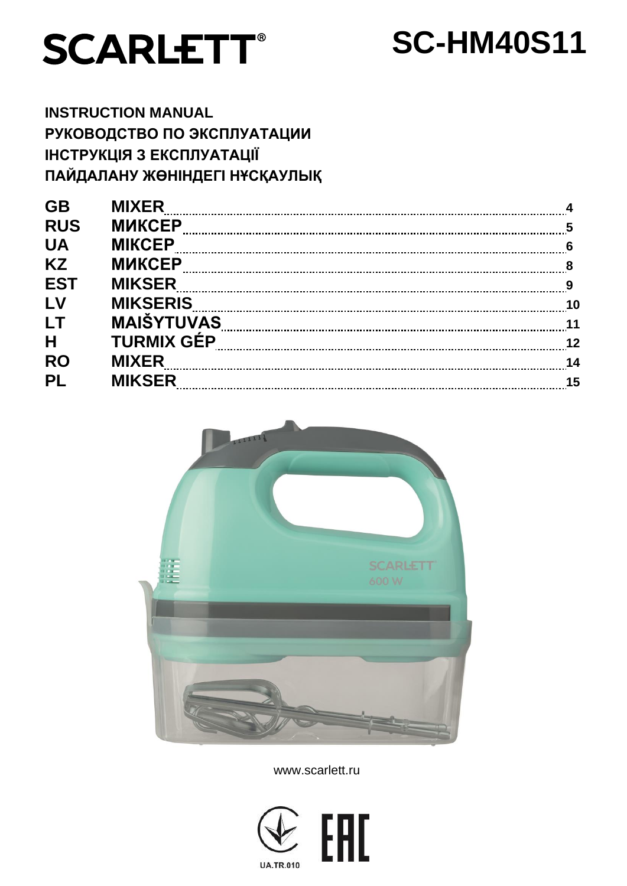# SCARLETT®

# SC-HM40S11

**INSTRUCTION MANUAL**
**РУКОВОДСТВО ПО ЭКСПЛУАТАЦИИ**
**ІНСТРУКЦІЯ З ЕКСПЛУАТАЦІЇ**
**ПАЙДАЛАНУ ЖӨНІНДЕГІ НҰСҚАУЛЫҚ**

| | | |
|---|---|---|
| **GB** | **MIXER** | 4 |
| **RUS** | **МИКСЕР** | 5 |
| **UA** | **МІКСЕР** | 6 |
| **KZ** | **МИКСЕР** | 8 |
| **EST** | **MIKSER** | 9 |
| **LV** | **MIKSERIS** | 10 |
| **LT** | **MAIŠYTUVAS** | 11 |
| **H** | **TURMIX GÉP** | 12 |
| **RO** | **MIXER** | 14 |
| **PL** | **MIKSER** | 15 |

www.scarlett.ru

UA.TR.010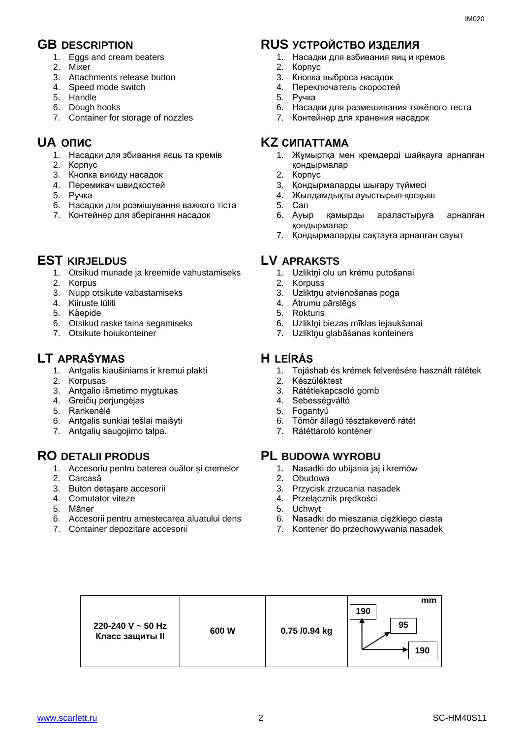## GB DESCRIPTION

1. Eggs and cream beaters
2. Mixer
3. Attachments release button
4. Speed mode switch
5. Handle
6. Dough hooks
7. Container for storage of nozzles

## RUS УСТРОЙСТВО ИЗДЕЛИЯ

1. Насадки для взбивания яиц и кремов
2. Корпус
3. Кнопка выброса насадок
4. Переключатель скоростей
5. Ручка
6. Насадки для размешивания тяжёлого теста
7. Контейнер для хранения насадок

## UA ОПИС

1. Насадки для збивання яєць та кремів
2. Корпус
3. Кнопка викиду насадок
4. Перемикач швидкостей
5. Ручка
6. Насадки для розмішування важкого тіста
7. Контейнер для зберігання насадок

## KZ СИПАТТАМА

1. Жұмыртқа мен кремдерді шайқауға арналған қондырмалар
2. Корпус
3. Қондырмаларды шығару түймесі
4. Жылдамдықты ауыстырып-қосқыш
5. Сап
6. Ауыр қамырды араластыруға арналған қондырмалар
7. Қондырмаларды сақтауға арналған сауыт

## EST KIRJELDUS

1. Otsikud munade ja kreemide vahustamiseks
2. Korpus
3. Nupp otsikute vabastamiseks
4. Kiiruste lüliti
5. Käepide
6. Otsikud raske taina segamiseks
7. Otsikute hoiukonteiner

## LV APRAKSTS

1. Uzlikņi olu un krēmu putošanai
2. Korpuss
3. Uzlikņu atvienošanas poga
4. Ātrumu pārslēgs
5. Rokturis
6. Uzlikņi biezas mīklas iejaukšanai
7. Uzlikņu glabāšanas konteiners

## LT APRAŠYMAS

1. Antgalis kiaušiniams ir kremui plakti
2. Korpusas
3. Antgalio išmetimo mygtukas
4. Greičių perjungėjas
5. Rankenėlė
6. Antgalis sunkiai tešlai maišyti
7. Antgalių saugojimo talpa.

## H LEÍRÁS

1. Tojáshab és krémek felverésére használt rátétek
2. Készüléktest
3. Rátétlekapcsoló gomb
4. Sebességváltó
5. Fogantyú
6. Tömör állagú tésztakeverő rátét
7. Rátéttároló konténer

## RO DETALII PRODUS

1. Accesoriu pentru baterea ouălor și cremelor
2. Carcasă
3. Buton detașare accesorii
4. Comutator viteze
5. Mâner
6. Accesorii pentru amestecarea aluatului dens
7. Container depozitare accesorii

## PL BUDOWA WYROBU

1. Nasadki do ubijania jaj i kremów
2. Obudowa
3. Przycisk zrzucania nasadek
4. Przełącznik prędkości
5. Uchwyt
6. Nasadki do mieszania ciężkiego ciasta
7. Kontener do przechowywania nasadek

| 220-240 V ~ 50 Hz<br>Класс защиты II | 600 W | 0.75 /0.94 kg | mm<br>190 / 95 / 190 |
|---|---|---|---|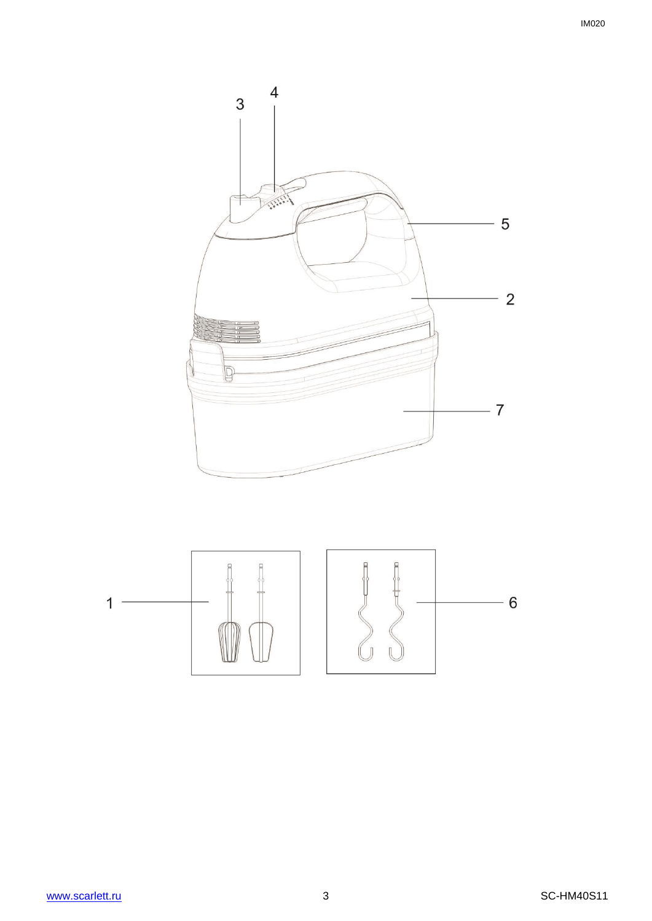3

4

5

2

7

1

6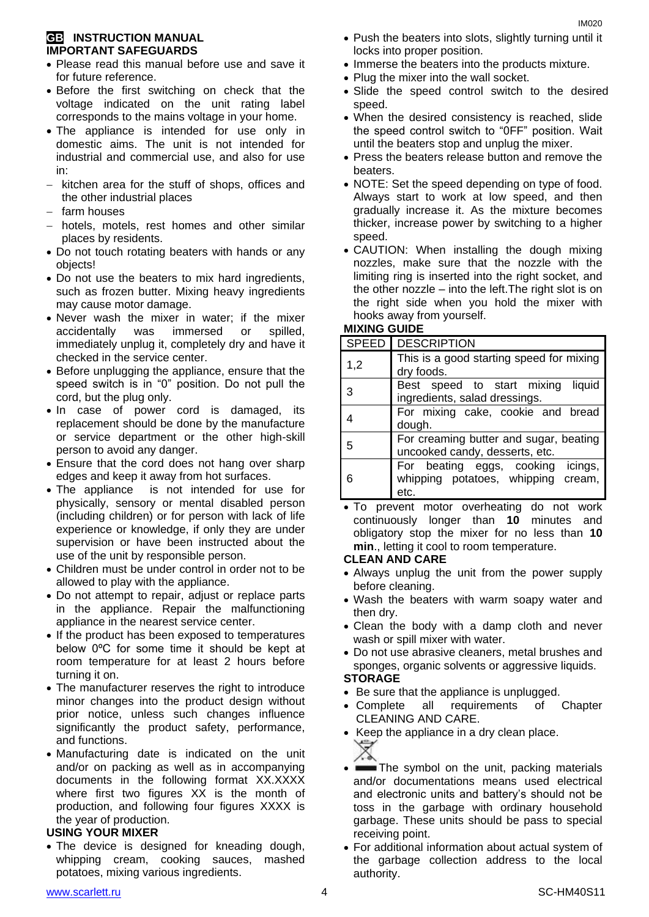## GB INSTRUCTION MANUAL

### IMPORTANT SAFEGUARDS

- Please read this manual before use and save it for future reference.
- Before the first switching on check that the voltage indicated on the unit rating label corresponds to the mains voltage in your home.
- The appliance is intended for use only in domestic aims. The unit is not intended for industrial and commercial use, and also for use in:
  - kitchen area for the stuff of shops, offices and the other industrial places
  - farm houses
  - hotels, motels, rest homes and other similar places by residents.
- Do not touch rotating beaters with hands or any objects!
- Do not use the beaters to mix hard ingredients, such as frozen butter. Mixing heavy ingredients may cause motor damage.
- Never wash the mixer in water; if the mixer accidentally was immersed or spilled, immediately unplug it, completely dry and have it checked in the service center.
- Before unplugging the appliance, ensure that the speed switch is in "0" position. Do not pull the cord, but the plug only.
- In case of power cord is damaged, its replacement should be done by the manufacture or service department or the other high-skill person to avoid any danger.
- Ensure that the cord does not hang over sharp edges and keep it away from hot surfaces.
- The appliance is not intended for use for physically, sensory or mental disabled person (including children) or for person with lack of life experience or knowledge, if only they are under supervision or have been instructed about the use of the unit by responsible person.
- Children must be under control in order not to be allowed to play with the appliance.
- Do not attempt to repair, adjust or replace parts in the appliance. Repair the malfunctioning appliance in the nearest service center.
- If the product has been exposed to temperatures below 0ºC for some time it should be kept at room temperature for at least 2 hours before turning it on.
- The manufacturer reserves the right to introduce minor changes into the product design without prior notice, unless such changes influence significantly the product safety, performance, and functions.
- Manufacturing date is indicated on the unit and/or on packing as well as in accompanying documents in the following format XX.XXXX where first two figures XX is the month of production, and following four figures XXXX is the year of production.

### USING YOUR MIXER

- The device is designed for kneading dough, whipping cream, cooking sauces, mashed potatoes, mixing various ingredients.
- Push the beaters into slots, slightly turning until it locks into proper position.
- Immerse the beaters into the products mixture.
- Plug the mixer into the wall socket.
- Slide the speed control switch to the desired speed.
- When the desired consistency is reached, slide the speed control switch to "0FF" position. Wait until the beaters stop and unplug the mixer.
- Press the beaters release button and remove the beaters.
- NOTE: Set the speed depending on type of food. Always start to work at low speed, and then gradually increase it. As the mixture becomes thicker, increase power by switching to a higher speed.
- CAUTION: When installing the dough mixing nozzles, make sure that the nozzle with the limiting ring is inserted into the right socket, and the other nozzle – into the left.The right slot is on the right side when you hold the mixer with hooks away from yourself.

### MIXING GUIDE

| SPEED | DESCRIPTION |
|---|---|
| 1,2 | This is a good starting speed for mixing dry foods. |
| 3 | Best speed to start mixing liquid ingredients, salad dressings. |
| 4 | For mixing cake, cookie and bread dough. |
| 5 | For creaming butter and sugar, beating uncooked candy, desserts, etc. |
| 6 | For beating eggs, cooking icings, whipping potatoes, whipping cream, etc. |

- To prevent motor overheating do not work continuously longer than **10** minutes and obligatory stop the mixer for no less than **10 min**., letting it cool to room temperature.

### CLEAN AND CARE

- Always unplug the unit from the power supply before cleaning.
- Wash the beaters with warm soapy water and then dry.
- Clean the body with a damp cloth and never wash or spill mixer with water.
- Do not use abrasive cleaners, metal brushes and sponges, organic solvents or aggressive liquids.

### STORAGE

- Be sure that the appliance is unplugged.
- Complete all requirements of Chapter CLEANING AND CARE.
- Keep the appliance in a dry clean place.
- The symbol on the unit, packing materials and/or documentations means used electrical and electronic units and battery's should not be toss in the garbage with ordinary household garbage. These units should be pass to special receiving point.
- For additional information about actual system of the garbage collection address to the local authority.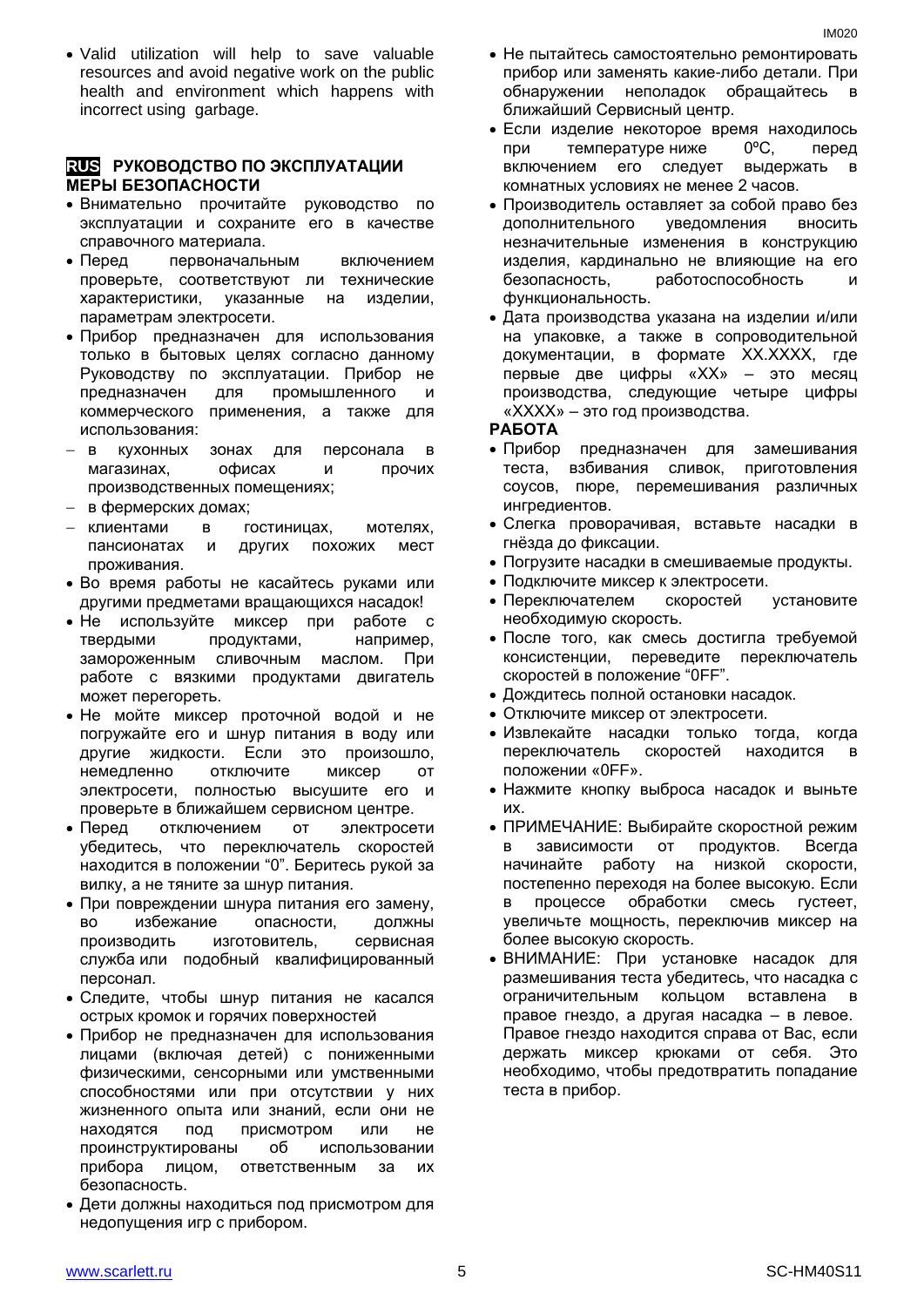- Valid utilization will help to save valuable resources and avoid negative work on the public health and environment which happens with incorrect using garbage.

## RUS РУКОВОДСТВО ПО ЭКСПЛУАТАЦИИ

### МЕРЫ БЕЗОПАСНОСТИ

- Внимательно прочитайте руководство по эксплуатации и сохраните его в качестве справочного материала.
- Перед первоначальным включением проверьте, соответствуют ли технические характеристики, указанные на изделии, параметрам электросети.
- Прибор предназначен для использования только в бытовых целях согласно данному Руководству по эксплуатации. Прибор не предназначен для промышленного и коммерческого применения, а также для использования:
  - в кухонных зонах для персонала в магазинах, офисах и прочих производственных помещениях;
  - в фермерских домах;
  - клиентами в гостиницах, мотелях, пансионатах и других похожих мест проживания.
- Во время работы не касайтесь руками или другими предметами вращающихся насадок!
- Не используйте миксер при работе с твердыми продуктами, например, замороженным сливочным маслом. При работе с вязкими продуктами двигатель может перегореть.
- Не мойте миксер проточной водой и не погружайте его и шнур питания в воду или другие жидкости. Если это произошло, немедленно отключите миксер от электросети, полностью высушите его и проверьте в ближайшем сервисном центре.
- Перед отключением от электросети убедитесь, что переключатель скоростей находится в положении “0”. Беритесь рукой за вилку, а не тяните за шнур питания.
- При повреждении шнура питания его замену, во избежание опасности, должны производить изготовитель, сервисная служба или подобный квалифицированный персонал.
- Следите, чтобы шнур питания не касался острых кромок и горячих поверхностей
- Прибор не предназначен для использования лицами (включая детей) с пониженными физическими, сенсорными или умственными способностями или при отсутствии у них жизненного опыта или знаний, если они не находятся под присмотром или не проинструктированы об использовании прибора лицом, ответственным за их безопасность.
- Дети должны находиться под присмотром для недопущения игр с прибором.
- Не пытайтесь самостоятельно ремонтировать прибор или заменять какие-либо детали. При обнаружении неполадок обращайтесь в ближайший Сервисный центр.
- Если изделие некоторое время находилось при температуре ниже 0ºC, перед включением его следует выдержать в комнатных условиях не менее 2 часов.
- Производитель оставляет за собой право без дополнительного уведомления вносить незначительные изменения в конструкцию изделия, кардинально не влияющие на его безопасность, работоспособность и функциональность.
- Дата производства указана на изделии и/или на упаковке, а также в сопроводительной документации, в формате XX.XXXX, где первые две цифры «XX» – это месяц производства, следующие четыре цифры «XXXX» – это год производства.

### РАБОТА

- Прибор предназначен для замешивания теста, взбивания сливок, приготовления соусов, пюре, перемешивания различных ингредиентов.
- Слегка проворачивая, вставьте насадки в гнёзда до фиксации.
- Погрузите насадки в смешиваемые продукты.
- Подключите миксер к электросети.
- Переключателем скоростей установите необходимую скорость.
- После того, как смесь достигла требуемой консистенции, переведите переключатель скоростей в положение “0FF”.
- Дождитесь полной остановки насадок.
- Отключите миксер от электросети.
- Извлекайте насадки только тогда, когда переключатель скоростей находится в положении «0FF».
- Нажмите кнопку выброса насадок и выньте их.
- ПРИМЕЧАНИЕ: Выбирайте скоростной режим в зависимости от продуктов. Всегда начинайте работу на низкой скорости, постепенно переходя на более высокую. Если в процессе обработки смесь густеет, увеличьте мощность, переключив миксер на более высокую скорость.
- ВНИМАНИЕ: При установке насадок для размешивания теста убедитесь, что насадка с ограничительным кольцом вставлена в правое гнездо, а другая насадка – в левое. Правое гнездо находится справа от Вас, если держать миксер крюками от себя. Это необходимо, чтобы предотвратить попадание теста в прибор.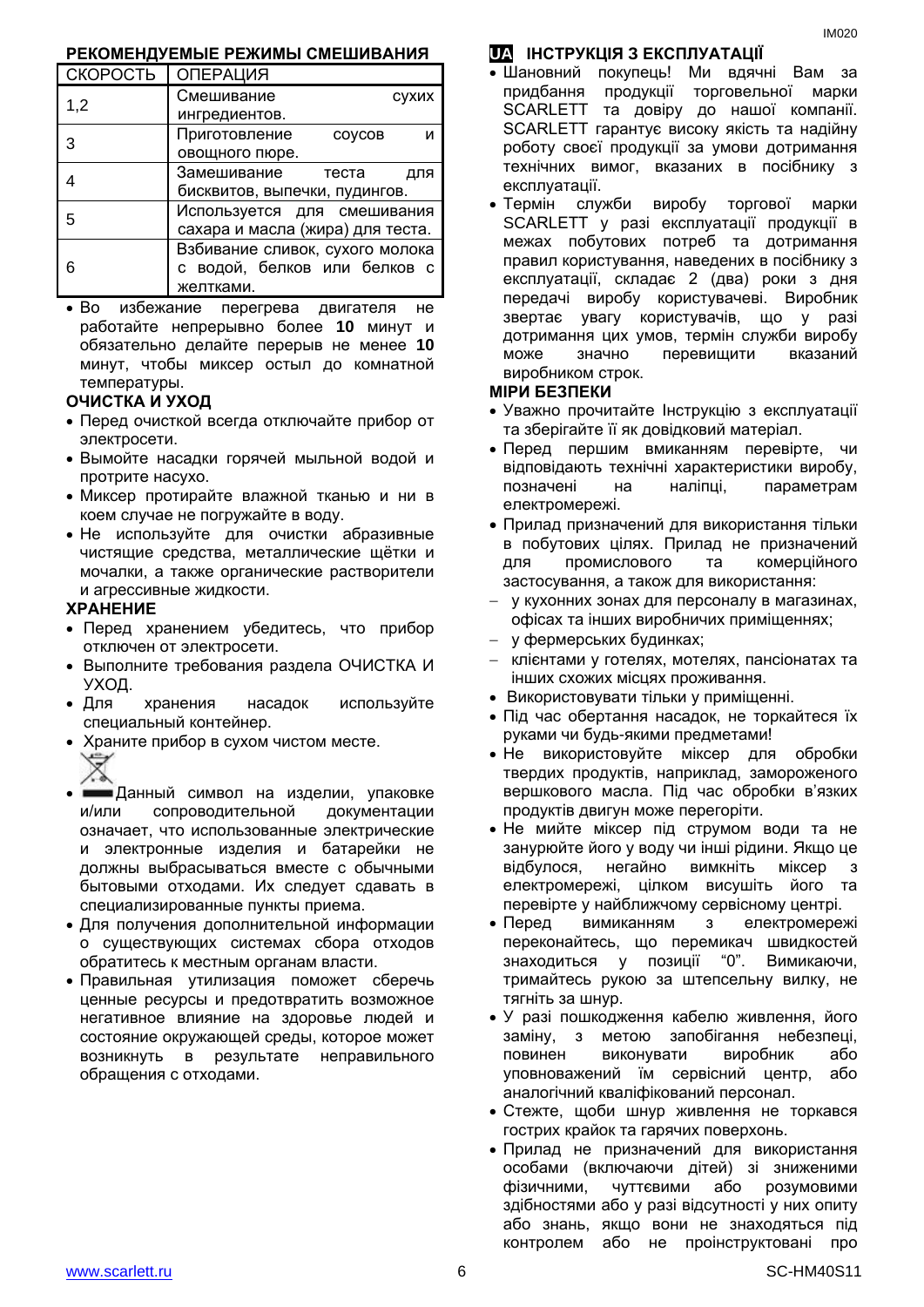### РЕКОМЕНДУЕМЫЕ РЕЖИМЫ СМЕШИВАНИЯ

| СКОРОСТЬ | ОПЕРАЦИЯ |
|---|---|
| 1,2 | Смешивание сухих ингредиентов. |
| 3 | Приготовление соусов и овощного пюре. |
| 4 | Замешивание теста для бисквитов, выпечки, пудингов. |
| 5 | Используется для смешивания сахара и масла (жира) для теста. |
| 6 | Взбивание сливок, сухого молока с водой, белков или белков с желтками. |

- Во избежание перегрева двигателя не работайте непрерывно более **10** минут и обязательно делайте перерыв не менее **10** минут, чтобы миксер остыл до комнатной температуры.

### ОЧИСТКА И УХОД

- Перед очисткой всегда отключайте прибор от электросети.
- Вымойте насадки горячей мыльной водой и протрите насухо.
- Миксер протирайте влажной тканью и ни в коем случае не погружайте в воду.
- Не используйте для очистки абразивные чистящие средства, металлические щётки и мочалки, а также органические растворители и агрессивные жидкости.

### ХРАНЕНИЕ

- Перед хранением убедитесь, что прибор отключен от электросети.
- Выполните требования раздела ОЧИСТКА И УХОД.
- Для хранения насадок используйте специальный контейнер.
- Храните прибор в сухом чистом месте.

- Данный символ на изделии, упаковке и/или сопроводительной документации означает, что использованные электрические и электронные изделия и батарейки не должны выбрасываться вместе с обычными бытовыми отходами. Их следует сдавать в специализированные пункты приема.
- Для получения дополнительной информации о существующих системах сбора отходов обратитесь к местным органам власти.
- Правильная утилизация поможет сберечь ценные ресурсы и предотвратить возможное негативное влияние на здоровье людей и состояние окружающей среды, которое может возникнуть в результате неправильного обращения с отходами.

## UA ІНСТРУКЦІЯ З ЕКСПЛУАТАЦІЇ

- Шановний покупець! Ми вдячні Вам за придбання продукції торговельної марки SCARLETT та довіру до нашої компанії. SCARLETT гарантує високу якість та надійну роботу своєї продукції за умови дотримання технічних вимог, вказаних в посібнику з експлуатації.
- Термін служби виробу торгової марки SCARLETT у разі експлуатації продукції в межах побутових потреб та дотримання правил користування, наведених в посібнику з експлуатації, складає 2 (два) роки з дня передачі виробу користувачеві. Виробник звертає увагу користувачів, що у разі дотримання цих умов, термін служби виробу може значно перевищити вказаний виробником строк.

### МІРИ БЕЗПЕКИ

- Уважно прочитайте Інструкцію з експлуатації та зберігайте її як довідковий матеріал.
- Перед першим вмиканням перевірте, чи відповідають технічні характеристики виробу, позначені на наліпці, параметрам електромережі.
- Прилад призначений для використання тільки в побутових цілях. Прилад не призначений для промислового та комерційного застосування, а також для використання:
  - у кухонних зонах для персоналу в магазинах, офісах та інших виробничих приміщеннях;
  - у фермерських будинках;
  - клієнтами у готелях, мотелях, пансіонатах та інших схожих місцях проживання.
- Використовувати тільки у приміщенні.
- Під час обертання насадок, не торкайтеся їх руками чи будь-якими предметами!
- Не використовуйте міксер для обробки твердих продуктів, наприклад, замороженого вершкового масла. Під час обробки в'язких продуктів двигун може перегоріти.
- Не мийте міксер під струмом води та не занурюйте його у воду чи інші рідини. Якщо це відбулося, негайно вимкніть міксер з електромережі, цілком висушіть його та перевірте у найближчому сервісному центрі.
- Перед вимиканням з електромережі переконайтесь, що перемикач швидкостей знаходиться у позиції "0". Вимикаючи, тримайтесь рукою за штепсельну вилку, не тягніть за шнур.
- У разі пошкодження кабелю живлення, його заміну, з метою запобігання небезпеці, повинен виконувати виробник або уповноважений їм сервісний центр, або аналогічний кваліфікований персонал.
- Стежте, щоби шнур живлення не торкався гострих крайок та гарячих поверхонь.
- Прилад не призначений для використання особами (включаючи дітей) зі зниженими фізичними, чуттєвими або розумовими здібностями або у разі відсутності у них опиту або знань, якщо вони не знаходяться під контролем або не проінструктовані про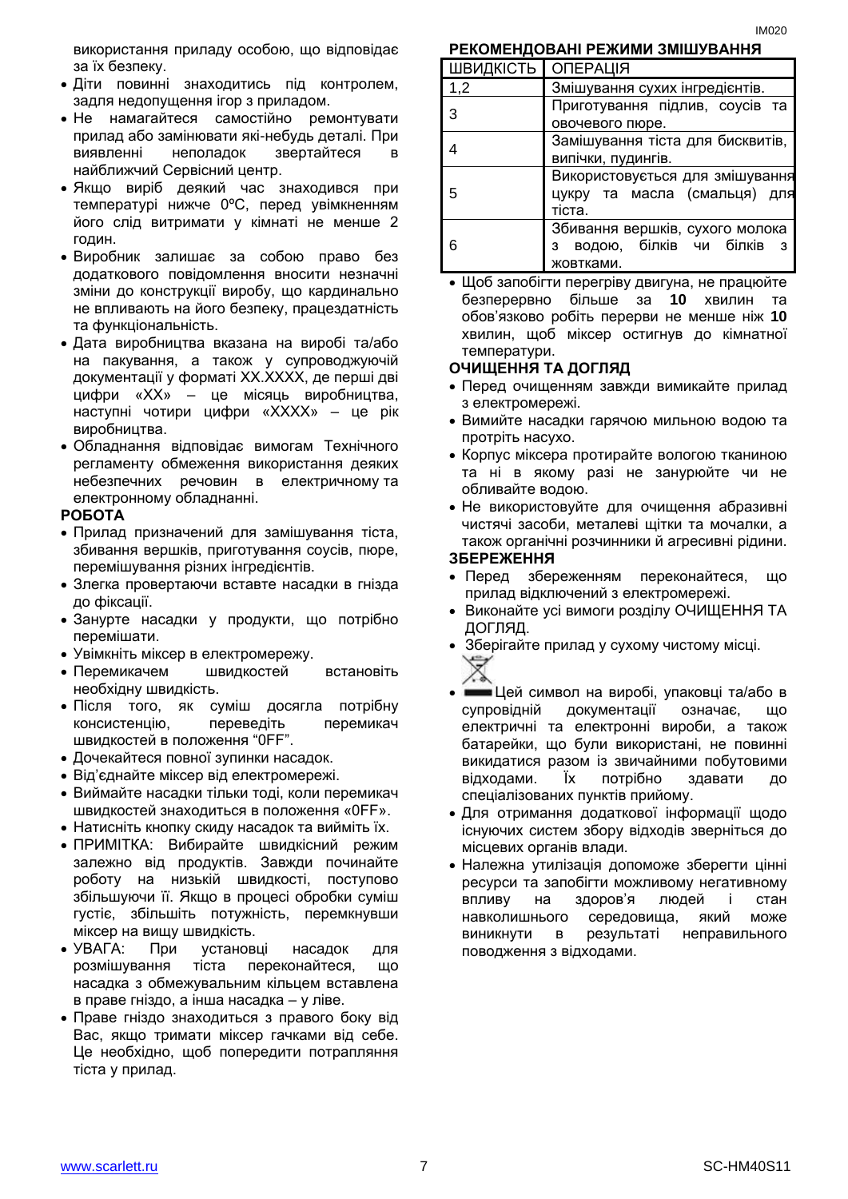використання приладу особою, що відповідає за їх безпеку.

- Діти повинні знаходитись під контролем, задля недопущення ігор з приладом.
- Не намагайтеся самостійно ремонтувати прилад або замінювати які-небудь деталі. При виявленні неполадок звертайтеся в найближчий Сервісний центр.
- Якщо виріб деякий час знаходився при температурі нижче 0ºC, перед увімкненням його слід витримати у кімнаті не менше 2 годин.
- Виробник залишає за собою право без додаткового повідомлення вносити незначні зміни до конструкції виробу, що кардинально не впливають на його безпеку, працездатність та функціональність.
- Дата виробництва вказана на виробі та/або на пакування, а також у супроводжуючій документації у форматі XX.XXXX, де перші дві цифри «XX» – це місяць виробництва, наступні чотири цифри «XXXX» – це рік виробництва.
- Обладнання відповідає вимогам Технічного регламенту обмеження використання деяких небезпечних речовин в електричному та електронному обладнанні.

**РОБОТА**

- Прилад призначений для замішування тіста, збивання вершків, приготування соусів, пюре, перемішування різних інгредієнтів.
- Злегка провертаючи вставте насадки в гнізда до фіксації.
- Занурте насадки у продукти, що потрібно перемішати.
- Увімкніть міксер в електромережу.
- Перемикачем швидкостей встановіть необхідну швидкість.
- Після того, як суміш досягла потрібну консистенцію, переведіть перемикач швидкостей в положення “0FF”.
- Дочекайтеся повної зупинки насадок.
- Від’єднайте міксер від електромережі.
- Виймайте насадки тільки тоді, коли перемикач швидкостей знаходиться в положення «0FF».
- Натисніть кнопку скиду насадок та вийміть їх.
- ПРИМІТКА: Вибирайте швидкісний режим залежно від продуктів. Завжди починайте роботу на низькій швидкості, поступово збільшуючи її. Якщо в процесі обробки суміш густіє, збільшіть потужність, перемкнувши міксер на вищу швидкість.
- УВАГА: При установці насадок для розмішування тіста переконайтеся, що насадка з обмежувальним кільцем вставлена в праве гніздо, а інша насадка – у ліве.
- Праве гніздо знаходиться з правого боку від Вас, якщо тримати міксер гачками від себе. Це необхідно, щоб попередити потрапляння тіста у прилад.

**РЕКОМЕНДОВАНІ РЕЖИМИ ЗМІШУВАННЯ**

| ШВИДКІСТЬ | ОПЕРАЦІЯ |
|---|---|
| 1,2 | Змішування сухих інгредієнтів. |
| 3 | Приготування підлив, соусів та овочевого пюре. |
| 4 | Замішування тіста для бисквитів, випічки, пудингів. |
| 5 | Використовується для змішування цукру та масла (смальця) для тіста. |
| 6 | Збивання вершків, сухого молока з водою, білків чи білків з жовтками. |

- Щоб запобігти перегріву двигуна, не працюйте безперервно більше за **10** хвилин та обов’язково робіть перерви не менше ніж **10** хвилин, щоб міксер остигнув до кімнатної температури.

**ОЧИЩЕННЯ ТА ДОГЛЯД**

- Перед очищенням завжди вимикайте прилад з електромережі.
- Вимийте насадки гарячою мильною водою та протріть насухо.
- Корпус міксера протирайте вологою тканиною та ні в якому разі не занурюйте чи не обливайте водою.
- Не використовуйте для очищення абразивні чистячі засоби, металеві щітки та мочалки, а також органічні розчинники й агресивні рідини.

**ЗБЕРЕЖЕННЯ**

- Перед збереженням переконайтеся, що прилад відключений з електромережі.
- Виконайте усі вимоги розділу ОЧИЩЕННЯ ТА ДОГЛЯД.
- Зберігайте прилад у сухому чистому місці.

- Цей символ на виробі, упаковці та/або в супровідній документації означає, що електричні та електронні вироби, а також батарейки, що були використані, не повинні викидатися разом із звичайними побутовими відходами. Їх потрібно здавати до спеціалізованих пунктів прийому.
- Для отримання додаткової інформації щодо існуючих систем збору відходів зверніться до місцевих органів влади.
- Належна утилізація допоможе зберегти цінні ресурси та запобігти можливому негативному впливу на здоров’я людей і стан навколишнього середовища, який може виникнути в результаті неправильного поводження з відходами.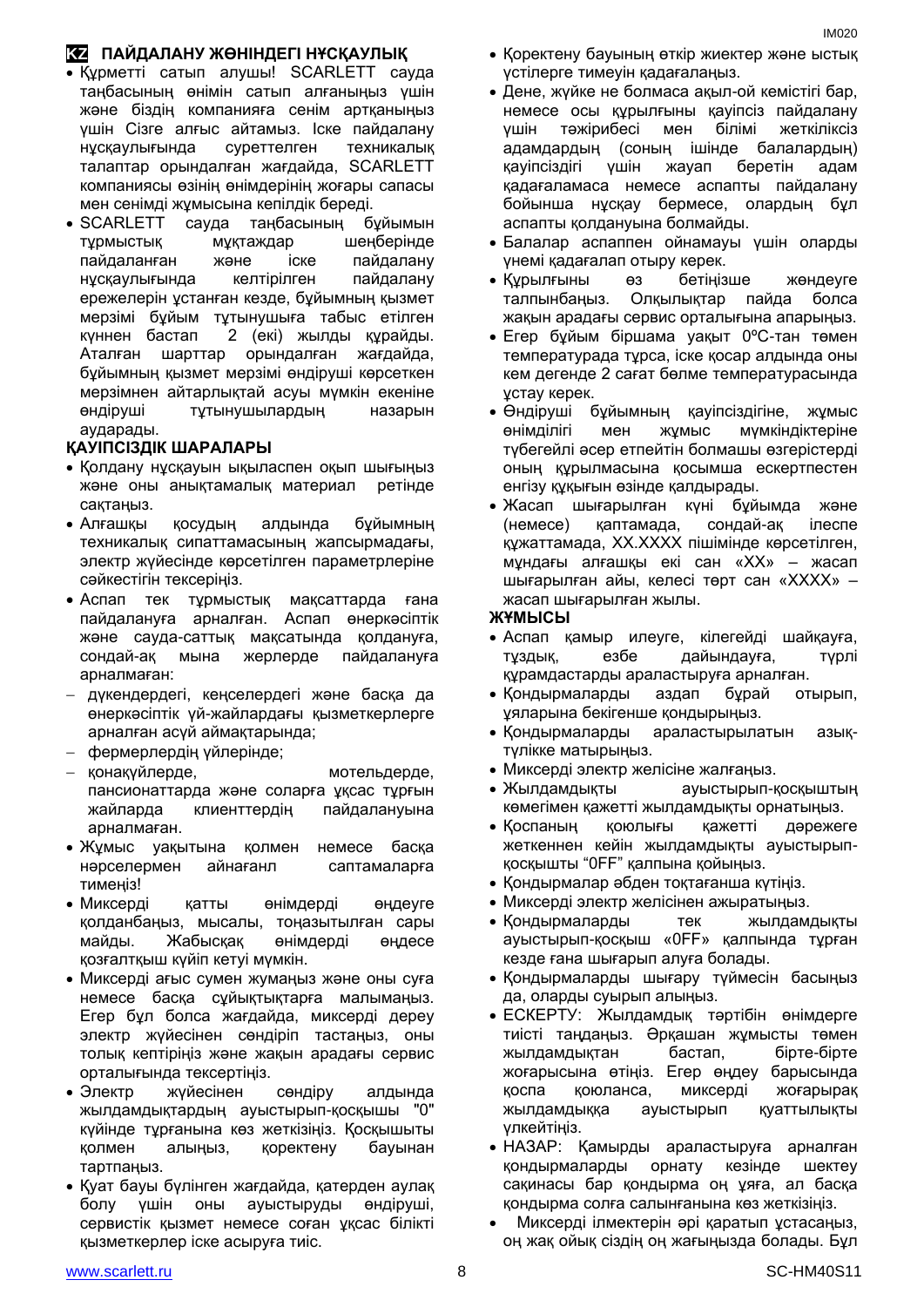## KZ ПАЙДАЛАНУ ЖӨНІНДЕГІ НҰСҚАУЛЫҚ

- Құрметті сатып алушы! SCARLETT сауда таңбасының өнімін сатып алғаныңыз үшін және біздің компанияға сенім артқаныңыз үшін Сізге алғыс айтамыз. Іске пайдалану нұсқаулығында суреттелген техникалық талаптар орындалған жағдайда, SCARLETT компаниясы өзінің өнімдерінің жоғары сапасы мен сенімді жұмысына кепілдік береді.
- SCARLETT сауда таңбасының бұйымын тұрмыстық мұқтаждар шеңберінде пайдаланған және іске пайдалану нұсқаулығында келтірілген пайдалану ережелерін ұстанған кезде, бұйымның қызмет мерзімі бұйым тұтынушыға табыс етілген күннен бастап 2 (екі) жылды құрайды. Аталған шарттар орындалған жағдайда, бұйымның қызмет мерзімі өндіруші көрсеткен мерзімнен айтарлықтай асуы мүмкін екеніне өндіруші тұтынушылардың назарын аударады.

### ҚАУІПСІЗДІК ШАРАЛАРЫ

- Қолдану нұсқауын ықыласпен оқып шығыңыз және оны анықтамалық материал ретінде сақтаңыз.
- Алғашқы қосудың алдында бұйымның техникалық сипаттамасының жапсырмадағы, электр жүйесінде көрсетілген параметрлеріне сәйкестігін тексеріңіз.
- Аспап тек тұрмыстық мақсаттарда ғана пайдалануға арналған. Аспап өнеркәсіптік және сауда-саттық мақсатында қолдануға, сондай-ақ мына жерлерде пайдалануға арналмаған:
  - дүкендердегі, кеңселердегі және басқа да өнеркәсіптік үй-жайлардағы қызметкерлерге арналған асүй аймақтарында;
  - фермерлердің үйлерінде;
  - қонақүйлерде, мотельдерде, пансионаттарда және соларға ұқсас тұрғын жайларда клиенттердің пайдалануына арналмаған.
- Жұмыс уақытына қолмен немесе басқа нәрселермен айнағанл саптамаларға тимеңіз!
- Миксерді қатты өнімдерді өңдеуге қолданбаңыз, мысалы, тоңазытылған сары майды. Жабысқақ өнімдерді өңдесе қозғалтқыш күйіп кетуі мүмкін.
- Миксерді ағыс сумен жумаңыз және оны суға немесе басқа сұйықтықтарға малымаңыз. Егер бұл болса жағдайда, миксерді дереу электр жүйесінен сөндіріп тастаңыз, оны толық кептіріңіз және жақын арадағы сервис орталығында тексертіңіз.
- Электр жүйесінен сөндіру алдында жылдамдықтардың ауыстырып-қосқышы "0" күйінде тұрғанына көз жеткізіңіз. Қосқышыты қолмен алыңыз, қоректену бауынан тартпаңыз.
- Қуат бауы бүлінген жағдайда, қатерден аулақ болу үшін оны ауыстыруды өндіруші, сервистік қызмет немесе соған ұқсас білікті қызметкерлер іске асыруға тиіс.
- Қоректену бауының өткір жиектер және ыстық үстілерге тимеуін қадағалаңыз.
- Дене, жүйке не болмаса ақыл-ой кемістігі бар, немесе осы құрылғыны қауіпсіз пайдалану үшін тәжірибесі мен білімі жеткіліксіз адамдардың (соның ішінде балалардың) қауіпсіздігі үшін жауап беретін адам қадағаламаса немесе аспапты пайдалану бойынша нұсқау бермесе, олардың бұл аспапты қолдануына болмайды.
- Балалар аспаппен ойнамауы үшін оларды үнемі қадағалап отыру керек.
- Құрылғыны өз бетіңізше жөндеуге талпынбаңыз. Олқылықтар пайда болса жақын арадағы сервис орталығына апарыңыз.
- Егер бұйым біршама уақыт 0ºC-тан төмен температурада тұрса, іске қосар алдында оны кем дегенде 2 сағат бөлме температурасында ұстау керек.
- Өндіруші бұйымның қауіпсіздігіне, жұмыс өнімділігі мен жұмыс мүмкіндіктеріне түбегейлі әсер етпейтін болмашы өзгерістерді оның құрылмасына қосымша ескертпестен енгізу құқығын өзінде қалдырады.
- Жасап шығарылған күні бұйымда және (немесе) қаптамада, сондай-ақ ілеспе құжаттамада, XX.XXXX пішімінде көрсетілген, мұндағы алғашқы екі сан «XX» – жасап шығарылған айы, келесі төрт сан «XXXX» – жасап шығарылған жылы.

### ЖҰМЫСЫ

- Аспап қамыр илеуге, кілегейді шайқауға, тұздық, езбе дайындауға, түрлі құрамдастарды араластыруға арналған.
- Қондырмаларды аздап бұрай отырып, ұяларына бекігенше қондырыңыз.
- Қондырмаларды араластырылатын азық-түлікке матырыңыз.
- Миксерді электр желісіне жалғаңыз.
- Жылдамдықты ауыстырып-қосқыштың көмегімен қажетті жылдамдықты орнатыңыз.
- Қоспаның қоюлығы қажетті дәрежеге жеткеннен кейін жылдамдықты ауыстырып-қосқышты "0FF" қалпына қойыңыз.
- Қондырмалар әбден тоқтағанша күтіңіз.
- Миксерді электр желісінен ажыратыңыз.
- Қондырмаларды тек жылдамдықты ауыстырып-қосқыш «0FF» қалпында тұрған кезде ғана шығарып алуға болады.
- Қондырмаларды шығару түймесін басыңыз да, оларды суырып алыңыз.
- ЕСКЕРТУ: Жылдамдық тәртібін өнімдерге тиісті таңдаңыз. Әркашан жұмысты төмен жылдамдықтан бастап, бірте-бірте жоғарысына өтіңіз. Егер өңдеу барысында қоспа қоюланса, миксерді жоғарырақ жылдамдыққа ауыстырып қуаттылықты үлкейтіңіз.
- НАЗАР: Қамырды араластыруға арналған қондырмаларды орнату кезінде шектеу сақинасы бар қондырма оң ұяға, ал басқа қондырма солға салынғанына көз жеткізіңіз.
- Миксерді ілмектерін әрі қаратып ұстасаңыз, оң жақ ойық сіздің оң жағыңызда болады. Бұл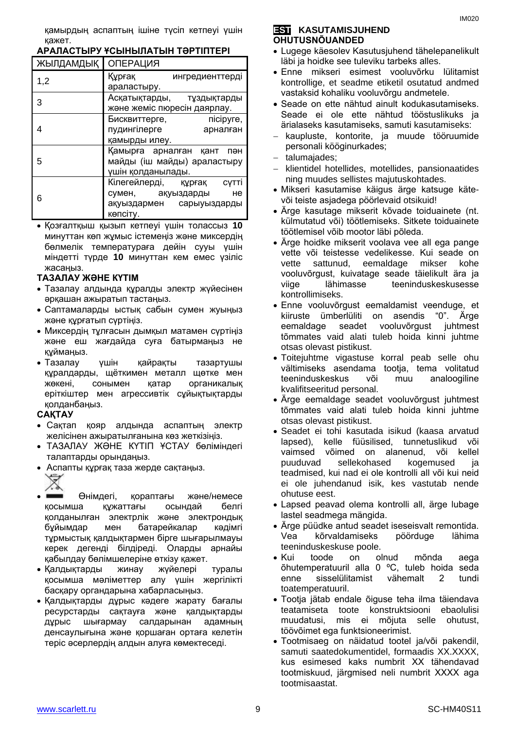қамырдың аспаптың ішіне түсіп кетпеуі үшін қажет.

**АРАЛАСТЫРУ ҰСЫНЫЛАТЫН ТӘРТІПТЕРІ**

| ЖЫЛДАМДЫҚ | ОПЕРАЦИЯ |
|---|---|
| 1,2 | Құрғақ ингредиенттерді араластыру. |
| 3 | Асқатықтарды, тұздықтарды және жеміс пюресін даярлау. |
| 4 | Бисквиттерге, пісіруге, пудингілерге арналған қамырды илеу. |
| 5 | Қамырға арналған қант пен майды (іш майды) араластыру үшін қолданылады. |
| 6 | Кілегейлерді, құрғақ сүтті сумен, ақуыздарды не ақуыздармен сарыуыздарды көпсіту. |

- Қозғалтқыш қызып кетпеуі үшін толассыз **10** минуттан көп жұмыс істемеңіз және миксердің бөлмелік температураға дейін сууы үшін міндетті түрде **10** минуттан кем емес үзіліс жасаңыз.

**ТАЗАЛАУ ЖӘНЕ КҮТІМ**

- Тазалау алдында құралды электр жүйесінен әрқашан ажыратып тастаңыз.
- Саптамаларды ыстық сабын сумен жуыңыз және құрғатып сүртіңіз.
- Миксердің тұлғасын дымқыл матамен сүртіңіз және еш жағдайда суға батырмаңыз не құймаңыз.
- Тазалау үшін қайрақты тазартушы құралдарды, щёткимен металл щетке мен жөкені, сонымен қатар органикалық еріткіштер мен агрессивтік сұйықтықтарды қолданбаңыз.

**САҚТАУ**

- Сақтап қояр алдында аспаптың электр желісінен ажыратылғанына көз жеткізіңіз.
- ТАЗАЛАУ ЖӘНЕ КҮТІП ҰСТАУ бөліміндегі талаптарды орындаңыз.
- Аспапты құрғақ таза жерде сақтаңыз.
- Өнімдегі, қораптағы және/немесе қосымша құжаттағы осындай белгі қолданылған электрлік және электрондық бұйымдар мен батарейкалар кәдімгі тұрмыстық қалдықтармен бірге шығарылмауы керек дегенді білдіреді. Оларды арнайы қабылдау бөлімшелеріне өткізу қажет.
- Қалдықтарды жинау жүйелері туралы қосымша мәліметтер алу үшін жергілікті басқару органдарына хабарласыңыз.
- Қалдықтарды дұрыс кәдеге жарату бағалы ресурстарды сақтауға және қалдықтарды дұрыс шығармау салдарынан адамның денсаулығына және қоршаған ортаға келетін теріс әсерлердің алдын алуға көмектеседі.

## EST KASUTAMISJUHEND

**OHUTUSNÕUANDED**

- Lugege käesolev Kasutusjuhend tähelepanelikult läbi ja hoidke see tuleviku tarbeks alles.
- Enne mikseri esimest vooluvõrku lülitamist kontrollige, et seadme etiketil osutatud andmed vastaksid kohaliku vooluvõrgu andmetele.
- Seade on ette nähtud ainult kodukasutamiseks. Seade ei ole ette nähtud tööstuslikuks ja ärialaseks kasutamiseks, samuti kasutamiseks:
  - kaupluste, kontorite, ja muude tööruumide personali kööginurkades;
  - talumajades;
  - klientidel hotellides, motellides, pansionaatides ning muudes sellistes majutuskohtades.
- Mikseri kasutamise käigus ärge katsuge käte- või teiste asjadega pöörlevaid otsikuid!
- Ärge kasutage mikserit kõvade toiduainete (nt. külmutatud või) töötlemiseks. Sitkete toiduainete töötlemisel võib mootor läbi põleda.
- Ärge hoidke mikserit voolava vee all ega pange vette või teistesse vedelikesse. Kui seade on vette sattunud, eemaldage mikser kohe vooluvõrgust, kuivatage seade täielikult ära ja viige lähimasse teeninduskeskusesse kontrollimiseks.
- Enne vooluvõrgust eemaldamist veenduge, et kiiruste ümberlüliti on asendis "0". Ärge eemaldage seadet vooluvõrgust juhtmest tõmmates vaid alati tuleb hoida kinni juhtme otsas olevast pistikust.
- Toitejuhtme vigastuse korral peab selle ohu vältimiseks asendama tootja, tema volitatud teeninduskeskus või muu analoogiline kvalifitseeritud personal.
- Ärge eemaldage seadet vooluvõrgust juhtmest tõmmates vaid alati tuleb hoida kinni juhtme otsas olevast pistikust.
- Seadet ei tohi kasutada isikud (kaasa arvatud lapsed), kelle füüsilised, tunnetuslikud või vaimsed võimed on alanenud, või kellel puuduvad sellekohased kogemused ja teadmised, kui nad ei ole kontrolli all või kui neid ei ole juhendanud isik, kes vastutab nende ohutuse eest.
- Lapsed peavad olema kontrolli all, ärge lubage lastel seadmega mängida.
- Ärge püüdke antud seadet iseseisvalt remontida. Vea kõrvaldamiseks pöörduge lähima teeninduskeskuse poole.
- Kui toode on olnud mõnda aega õhutemperatuuril alla 0 ºC, tuleb hoida seda enne sisselülitamist vähemalt 2 tundi toatemperatuuril.
- Tootja jätab endale õiguse teha ilma täiendava teatamiseta toote konstruktsiooni ebaolulisi muudatusi, mis ei mõjuta selle ohutust, töövõimet ega funktsioneerimist.
- Tootmisaeg on näidatud tootel ja/või pakendil, samuti saatedokumentidel, formaadis XX.XXXX, kus esimesed kaks numbrit XX tähendavad tootmiskuud, järgmised neli numbrit XXXX aga tootmisaastat.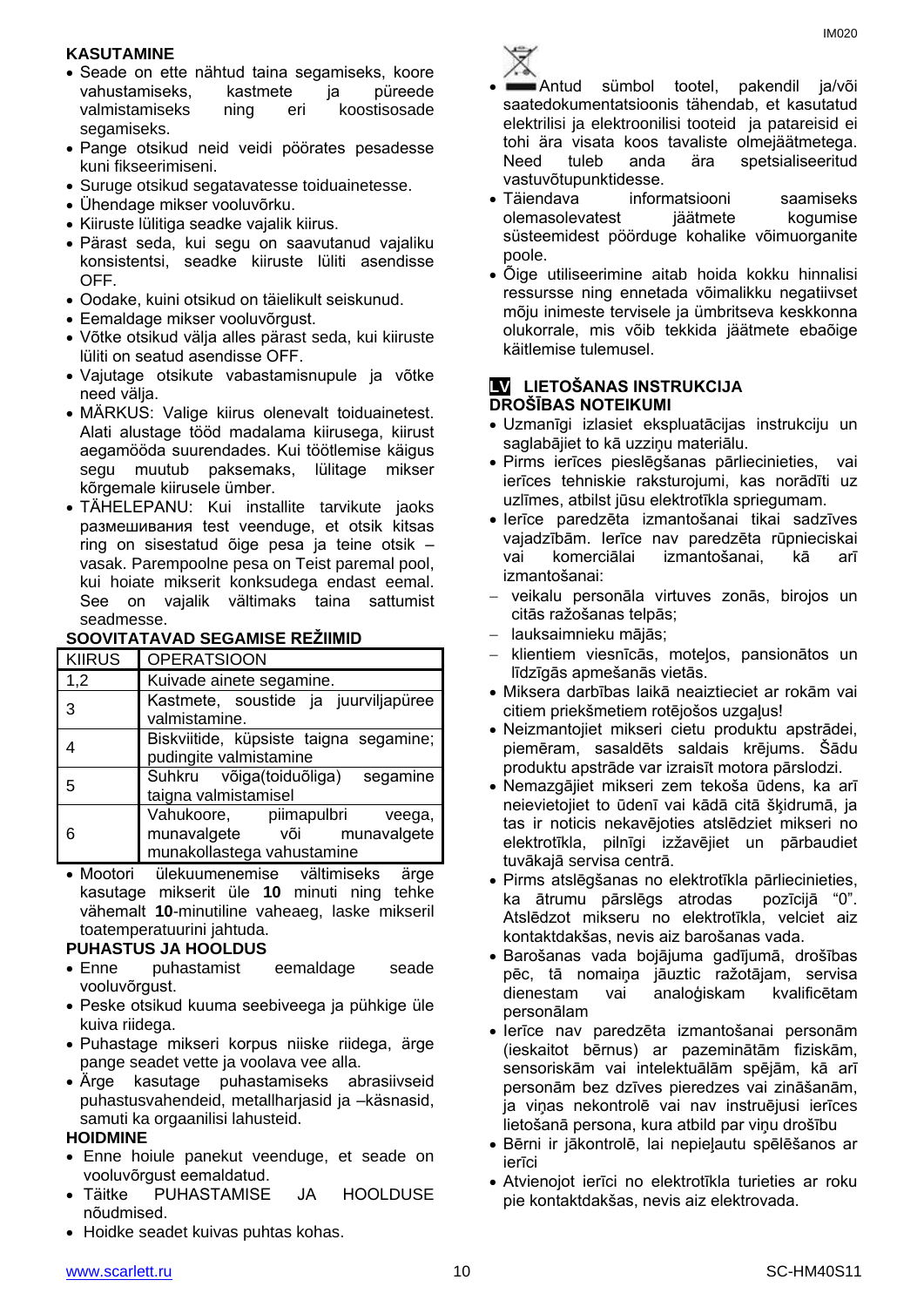### KASUTAMINE

- Seade on ette nähtud taina segamiseks, koore vahustamiseks, kastmete ja püreede valmistamiseks ning eri koostisosade segamiseks.
- Pange otsikud neid veidi pöörates pesadesse kuni fikseerimiseni.
- Suruge otsikud segatavatesse toiduainetesse.
- Ühendage mikser vooluvõrku.
- Kiiruste lülitiga seadke vajalik kiirus.
- Pärast seda, kui segu on saavutanud vajaliku konsistentsi, seadke kiiruste lüliti asendisse OFF.
- Oodake, kuini otsikud on täielikult seiskunud.
- Eemaldage mikser vooluvõrgust.
- Võtke otsikud välja alles pärast seda, kui kiiruste lüliti on seatud asendisse OFF.
- Vajutage otsikute vabastamisnupule ja võtke need välja.
- MÄRKUS: Valige kiirus olenevalt toiduainetest. Alati alustage tööd madalama kiirusega, kiirust aegamööda suurendades. Kui töötlemise käigus segu muutub paksemaks, lülitage mikser kõrgemale kiirusele ümber.
- TÄHELEPANU: Kui installite tarvikute jaoks размешивания test veenduge, et otsik kitsas ring on sisestatud õige pesa ja teine otsik – vasak. Parempoolne pesa on Teist paremal pool, kui hoiate mikserit konksudega endast eemal. See on vajalik vältimaks taina sattumist seadmesse.

### SOOVITATAVAD SEGAMISE REŽIIMID

| KIIRUS | OPERATSIOON |
|---|---|
| 1,2 | Kuivade ainete segamine. |
| 3 | Kastmete, soustide ja juurviljapüree valmistamine. |
| 4 | Biskviitide, küpsiste taigna segamine; pudingite valmistamine |
| 5 | Suhkru võiga(toiduõliga) segamine taigna valmistamisel |
| 6 | Vahukoore, piimapulbri veega, munavalgete või munavalgete munakollastega vahustamine |

- Mootori ülekuumenemise vältimiseks ärge kasutage mikserit üle **10** minuti ning tehke vähemalt **10**-minutiline vaheaeg, laske mikseril toatemperatuurini jahtuda.

### PUHASTUS JA HOOLDUS

- Enne puhastamist eemaldage seade vooluvõrgust.
- Peske otsikud kuuma seebiveega ja pühkige üle kuiva riidega.
- Puhastage mikseri korpus niiske riidega, ärge pange seadet vette ja voolava vee alla.
- Ärge kasutage puhastamiseks abrasiivseid puhastusvahendeid, metallharjasid ja –käsnasid, samuti ka orgaanilisi lahusteid.

### HOIDMINE

- Enne hoiule panekut veenduge, et seade on vooluvõrgust eemaldatud.
- Täitke PUHASTAMISE JA HOOLDUSE nõudmised.
- Hoidke seadet kuivas puhtas kohas.

- Antud sümbol tootel, pakendil ja/või saatedokumentatsioonis tähendab, et kasutatud elektrilisi ja elektroonilisi tooteid ja patareisid ei tohi ära visata koos tavaliste olmejäätmetega. Need tuleb anda ära spetsialiseeritud vastuvõtupunktidesse.
- Täiendava informatsiooni saamiseks olemasolevatest jäätmete kogumise süsteemidest pöörduge kohalike võimuorganite poole.
- Õige utiliseerimine aitab hoida kokku hinnalisi ressursse ning ennetada võimalikku negatiivset mõju inimeste tervisele ja ümbritseva keskkonna olukorrale, mis võib tekkida jäätmete ebaõige käitlemise tulemusel.

## LV LIETOŠANAS INSTRUKCIJA

### DROŠĪBAS NOTEIKUMI

- Uzmanīgi izlasiet ekspluatācijas instrukciju un saglabājiet to kā uzziņu materiālu.
- Pirms ierīces pieslēgšanas pārliecinieties, vai ierīces tehniskie raksturojumi, kas norādīti uz uzlīmes, atbilst jūsu elektrotīkla spriegumam.
- Ierīce paredzēta izmantošanai tikai sadzīves vajadzībām. Ierīce nav paredzēta rūpnieciskai vai komerciālai izmantošanai, kā arī izmantošanai:
  - veikalu personāla virtuves zonās, birojos un citās ražošanas telpās;
  - lauksaimnieku mājās;
  - klientiem viesnīcās, moteļos, pansionātos un līdzīgās apmešanās vietās.
- Miksera darbības laikā neaiztieciet ar rokām vai citiem priekšmetiem rotējošos uzgaļus!
- Neizmantojiet mikseri cietu produktu apstrādei, piemēram, sasaldēts saldais krējums. Šādu produktu apstrāde var izraisīt motora pārslodzi.
- Nemazgājiet mikseri zem tekoša ūdens, ka arī neievietojiet to ūdenī vai kādā citā šķidrumā, ja tas ir noticis nekavējoties atslēdziet mikseri no elektrotīkla, pilnīgi izžāvējiet un pārbaudiet tuvākajā servisa centrā.
- Pirms atslēgšanas no elektrotīkla pārliecinieties, ka ātrumu pārslēgs atrodas pozīcijā "0". Atslēdzot mikseru no elektrotīkla, velciet aiz kontaktdakšas, nevis aiz barošanas vada.
- Barošanas vada bojājuma gadījumā, drošības pēc, tā nomaiņa jāuztic ražotājam, servisa dienestam vai analoģiskam kvalificētam personālam
- Ierīce nav paredzēta izmantošanai personām (ieskaitot bērnus) ar pazeminātām fiziskām, sensoriskām vai intelektuālām spējām, kā arī personām bez dzīves pieredzes vai zināšanām, ja viņas nekontrolē vai nav instruējuši ierīces lietošanā persona, kura atbild par viņu drošību
- Bērni ir jākontrolē, lai nepieļautu spēlēšanos ar ierīci
- Atvienojot ierīci no elektrotīkla turieties ar roku pie kontaktdakšas, nevis aiz elektrovada.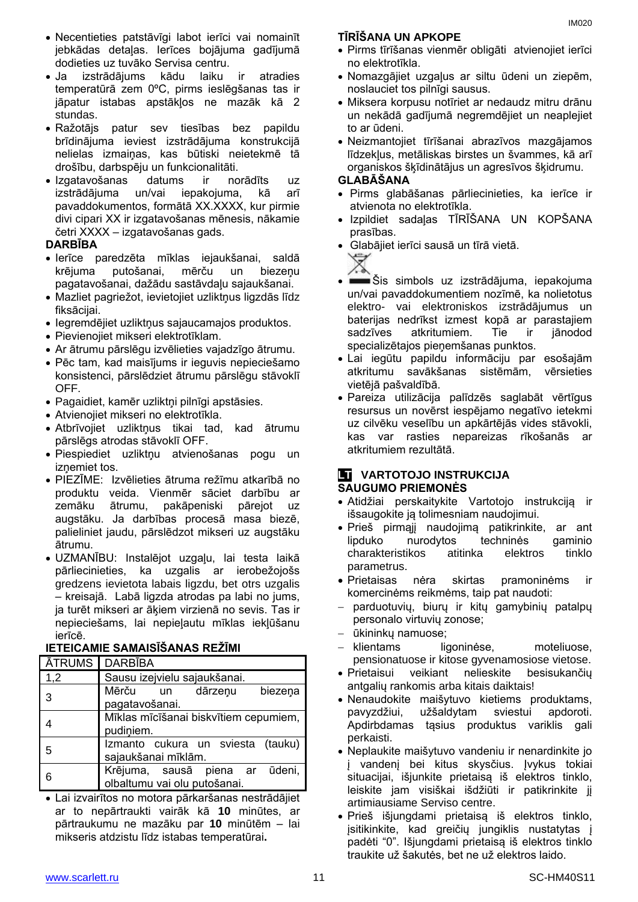- Necentieties patstāvīgi labot ierīci vai nomainīt jebkādas detaļas. Ierīces bojājuma gadījumā dodieties uz tuvāko Servisa centru.
- Ja izstrādājums kādu laiku ir atradies temperatūrā zem 0ºC, pirms ieslēgšanas tas ir jāpatur istabas apstākļos ne mazāk kā 2 stundas.
- Ražotājs patur sev tiesības bez papildu brīdinājuma ieviest izstrādājuma konstrukcijā nelielas izmaiņas, kas būtiski neietekmē tā drošību, darbspēju un funkcionalitāti.
- Izgatavošanas datums ir norādīts uz izstrādājuma un/vai iepakojuma, kā arī pavaddokumentos, formātā XX.XXXX, kur pirmie divi cipari XX ir izgatavošanas mēnesis, nākamie četri XXXX – izgatavošanas gads.

**DARBĪBA**

- Ierīce paredzēta mīklas iejaukšanai, saldā krējuma putošanai, mērču un biezeņu pagatavošanai, dažādu sastāvdaļu sajaukšanai.
- Mazliet pagriežot, ievietojiet uzliktņus ligzdās līdz fiksācijai.
- Iegremdējiet uzliktņus sajaucamajos produktos.
- Pievienojiet mikseri elektrotīklam.
- Ar ātrumu pārslēgu izvēlieties vajadzīgo ātrumu.
- Pēc tam, kad maisījums ir ieguvis nepieciešamo konsistenci, pārslēdziet ātrumu pārslēgu stāvoklī OFF.
- Pagaidiet, kamēr uzliktņi pilnīgi apstāsies.
- Atvienojiet mikseri no elektrotīkla.
- Atbrīvojiet uzliktņus tikai tad, kad ātrumu pārslēgs atrodas stāvoklī OFF.
- Piespiediet uzliktņu atvienošanas pogu un izņemiet tos.
- PIEZĪME: Izvēlieties ātruma režīmu atkarībā no produktu veida. Vienmēr sāciet darbību ar zemāku ātrumu, pakāpeniski pārejot uz augstāku. Ja darbības procesā masa biezē, palieliniet jaudu, pārslēdzot mikseri uz augstāku ātrumu.
- UZMANĪBU: Instalējot uzgaļu, lai testa laikā pārliecinieties, ka uzgalis ar ierobežojošs gredzens ievietota labais ligzdu, bet otrs uzgalis – kreisajā. Labā ligzda atrodas pa labi no jums, ja turēt mikseri ar āķiem virzienā no sevis. Tas ir nepieciešams, lai nepieļautu mīklas iekļūšanu ierīcē.

**IETEICAMIE SAMAISĪŠANAS REŽĪMI**

| ĀTRUMS | DARBĪBA |
|---|---|
| 1,2 | Sausu izejvielu sajaukšanai. |
| 3 | Mērču un dārzeņu biezeņa pagatavošanai. |
| 4 | Mīklas mīcīšanai biskvītiem cepumiem, pudiņiem. |
| 5 | Izmanto cukura un sviesta (tauku) sajaukšanai mīklām. |
| 6 | Krējuma, sausā piena ar ūdeni, olbaltumu vai olu putošanai. |

- Lai izvairītos no motora pārkaršanas nestrādājiet ar to nepārtraukti vairāk kā **10** minūtes, ar pārtraukumu ne mazāku par **10** minūtēm – lai mikseris atdzistu līdz istabas temperatūrai**.**

**TĪRĪŠANA UN APKOPE**

- Pirms tīrīšanas vienmēr obligāti atvienojiet ierīci no elektrotīkla.
- Nomazgājiet uzgaļus ar siltu ūdeni un ziepēm, noslauciet tos pilnīgi sausus.
- Miksera korpusu notīriet ar nedaudz mitru drānu un nekādā gadījumā negremdējiet un neaplejiet to ar ūdeni.
- Neizmantojiet tīrīšanai abrazīvos mazgājamos līdzekļus, metāliskas birstes un švammes, kā arī organiskos šķīdinātājus un agresīvos šķidrumu.

**GLABĀŠANA**

- Pirms glabāšanas pārliecinieties, ka ierīce ir atvienota no elektrotīkla.
- Izpildiet sadaļas TĪRĪŠANA UN KOPŠANA prasības.
- Glabājiet ierīci sausā un tīrā vietā.
- Šis simbols uz izstrādājuma, iepakojuma un/vai pavaddokumentiem nozīmē, ka nolietotus elektro- vai elektroniskos izstrādājumus un baterijas nedrīkst izmest kopā ar parastajiem sadzīves atkritumiem. Tie ir jānodod specializētajos pieņemšanas punktos.
- Lai iegūtu papildu informāciju par esošajām atkritumu savākšanas sistēmām, vērsieties vietējā pašvaldībā.
- Pareiza utilizācija palīdzēs saglabāt vērtīgus resursus un novērst iespējamo negatīvo ietekmi uz cilvēku veselību un apkārtējās vides stāvokli, kas var rasties nepareizas rīkošanās ar atkritumiem rezultātā.

## LT VARTOTOJO INSTRUKCIJA

**SAUGUMO PRIEMONĖS**

- Atidžiai perskaitykite Vartotojo instrukciją ir išsaugokite ją tolimesniam naudojimui.
- Prieš pirmąjį naudojimą patikrinkite, ar ant lipduko nurodytos techninės gaminio charakteristikos atitinka elektros tinklo parametrus.
- Prietaisas nėra skirtas pramoninėms ir komercinėms reikmėms, taip pat naudoti:
  - parduotuvių, biurų ir kitų gamybinių patalpų personalo virtuvių zonose;
  - ūkininkų namuose;
  - klientams ligoninėse, moteliuose, pensionatuose ir kitose gyvenamosiose vietose.
- Prietaisui veikiant nelieskite besisukančių antgalių rankomis arba kitais daiktais!
- Nenaudokite maišytuvo kietiems produktams, pavyzdžiui, užšaldytam sviestui apdoroti. Apdirbdamas tąsius produktus variklis gali perkaisti.
- Neplaukite maišytuvo vandeniu ir nenardinkite jo į vandenį bei kitus skysčius. Įvykus tokiai situacijai, išjunkite prietaisą iš elektros tinklo, leiskite jam visiškai išdžiūti ir patikrinkite jį artimiausiame Serviso centre.
- Prieš išjungdami prietaisą iš elektros tinklo, įsitikinkite, kad greičių jungiklis nustatytas į padėtį "0". Išjungdami prietaisą iš elektros tinklo traukite už šakutės, bet ne už elektros laido.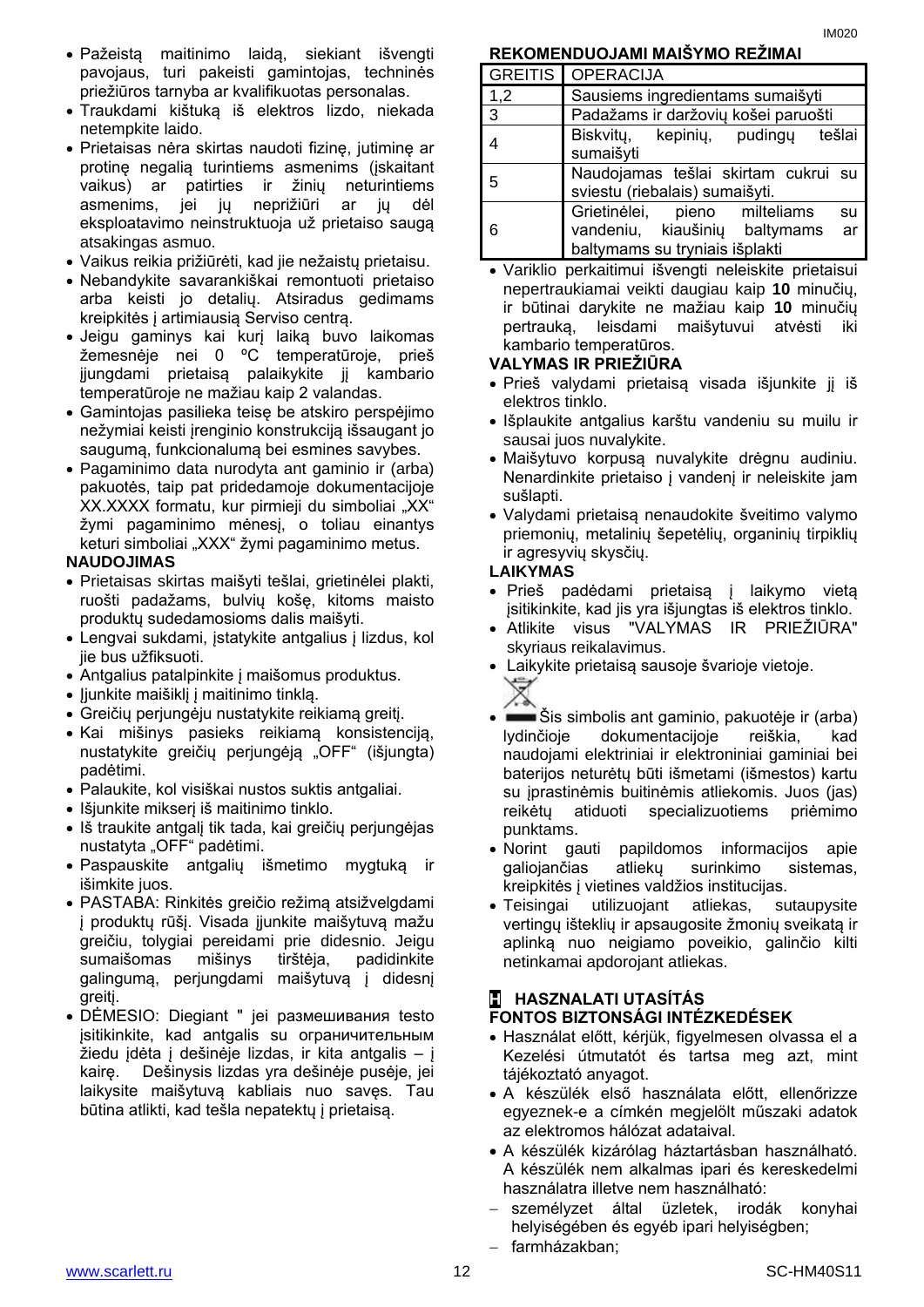- Pažeistą maitinimo laidą, siekiant išvengti pavojaus, turi pakeisti gamintojas, techninės priežiūros tarnyba ar kvalifikuotas personalas.
- Traukdami kištuką iš elektros lizdo, niekada netempkite laido.
- Prietaisas nėra skirtas naudoti fizinę, jutiminę ar protinę negalią turintiems asmenims (įskaitant vaikus) ar patirties ir žinių neturintiems asmenims, jei jų neprižiūri ar jų dėl eksploatavimo neinstruktuoja už prietaiso saugą atsakingas asmuo.
- Vaikus reikia prižiūrėti, kad jie nežaistų prietaisu.
- Nebandykite savarankiškai remontuoti prietaiso arba keisti jo detalių. Atsiradus gedimams kreipkitės į artimiausią Serviso centrą.
- Jeigu gaminys kai kurį laiką buvo laikomas žemesnėje nei 0 ºC temperatūroje, prieš įjungdami prietaisą palaikykite jį kambario temperatūroje ne mažiau kaip 2 valandas.
- Gamintojas pasilieka teisę be atskiro perspėjimo nežymiai keisti įrenginio konstrukciją išsaugant jo saugumą, funkcionalumą bei esmines savybes.
- Pagaminimo data nurodyta ant gaminio ir (arba) pakuotės, taip pat pridedamoje dokumentacijoje XX.XXXX formatu, kur pirmieji du simboliai „XX" žymi pagaminimo mėnesį, o toliau einantys keturi simboliai „XXX" žymi pagaminimo metus.

**NAUDOJIMAS**

- Prietaisas skirtas maišyti tešlai, grietinėlei plakti, ruošti padažams, bulvių košę, kitoms maisto produktų sudedamosioms dalis maišyti.
- Lengvai sukdami, įstatykite antgalius į lizdus, kol jie bus užfiksuoti.
- Antgalius patalpinkite į maišomus produktus.
- Įjunkite maišiklį į maitinimo tinklą.
- Greičių perjungėju nustatykite reikiamą greitį.
- Kai mišinys pasieks reikiamą konsistenciją, nustatykite greičių perjungėją „OFF" (išjungta) padėtimi.
- Palaukite, kol visiškai nustos suktis antgaliai.
- Išjunkite mikserį iš maitinimo tinklo.
- Iš traukite antgalį tik tada, kai greičių perjungėjas nustatyta „OFF" padėtimi.
- Paspauskite antgalių išmetimo mygtuką ir išimkite juos.
- PASTABA: Rinkitės greičio režimą atsižvelgdami į produktų rūšį. Visada įjunkite maišytuvą mažu greičiu, tolygiai pereidami prie didesnio. Jeigu sumaišomas mišinys tirštėja, padidinkite galingumą, perjungdami maišytuvą į didesnį greitį.
- DĖMESIO: Diegiant " jei размешивания testo įsitikinkite, kad antgalis su ограничительным žiedu įdėta į dešinėje lizdas, ir kita antgalis – į kairę. Dešinysis lizdas yra dešinėje pusėje, jei laikysite maišytuvą kabliais nuo savęs. Tau būtina atlikti, kad tešla nepatektų į prietaisą.

**REKOMENDUOJAMI MAIŠYMO REŽIMAI**

| GREITIS | OPERACIJA |
|---|---|
| 1,2 | Sausiems ingredientams sumaišyti |
| 3 | Padažams ir daržovių košei paruošti |
| 4 | Biskvitų, kepinių, pudingų tešlai sumaišyti |
| 5 | Naudojamas tešlai skirtam cukrui su sviestu (riebalais) sumaišyti. |
| 6 | Grietinėlei, pieno milteliams su vandeniu, kiaušinių baltymams ar baltymams su tryniais išplakti |

- Variklio perkaitimui išvengti neleiskite prietaisui nepertraukiamai veikti daugiau kaip **10** minučių, ir būtinai darykite ne mažiau kaip **10** minučių pertrauką, leisdami maišytuvui atvėsti iki kambario temperatūros.

**VALYMAS IR PRIEŽIŪRA**

- Prieš valydami prietaisą visada išjunkite jį iš elektros tinklo.
- Išplaukite antgalius karštu vandeniu su muilu ir sausai juos nuvalykite.
- Maišytuvo korpusą nuvalykite drėgnu audiniu. Nenardinkite prietaiso į vandenį ir neleiskite jam sušlapti.
- Valydami prietaisą nenaudokite šveitimo valymo priemonių, metalinių šepetėlių, organinių tirpiklių ir agresyvių skysčių.

**LAIKYMAS**

- Prieš padėdami prietaisą į laikymo vietą įsitikinkite, kad jis yra išjungtas iš elektros tinklo.
- Atlikite visus "VALYMAS IR PRIEŽIŪRA" skyriaus reikalavimus.
- Laikykite prietaisą sausoje švarioje vietoje.
- Šis simbolis ant gaminio, pakuotėje ir (arba) lydinčioje dokumentacijoje reiškia, kad naudojami elektriniai ir elektroniniai gaminiai bei baterijos neturėtų būti išmetami (išmestos) kartu su įprastinėmis buitinėmis atliekomis. Juos (jas) reikėtų atiduoti specializuotiems priėmimo punktams.
- Norint gauti papildomos informacijos apie galiojančias atliekų surinkimo sistemas, kreipkitės į vietines valdžios institucijas.
- Teisingai utilizuojant atliekas, sutaupysite vertingų išteklių ir apsaugosite žmonių sveikatą ir aplinką nuo neigiamo poveikio, galinčio kilti netinkamai apdorojant atliekas.

## H HASZNALATI UTASÍTÁS

**FONTOS BIZTONSÁGI INTÉZKEDÉSEK**

- Használat előtt, kérjük, figyelmesen olvassa el a Kezelési útmutatót és tartsa meg azt, mint tájékoztató anyagot.
- A készülék első használata előtt, ellenőrizze egyeznek-e a címkén megjelölt műszaki adatok az elektromos hálózat adataival.
- A készülék kizárólag háztartásban használható. A készülék nem alkalmas ipari és kereskedelmi használatra illetve nem használható:
  - személyzet által üzletek, irodák konyhai helyiségében és egyéb ipari helyiségben;
  - farmházakban;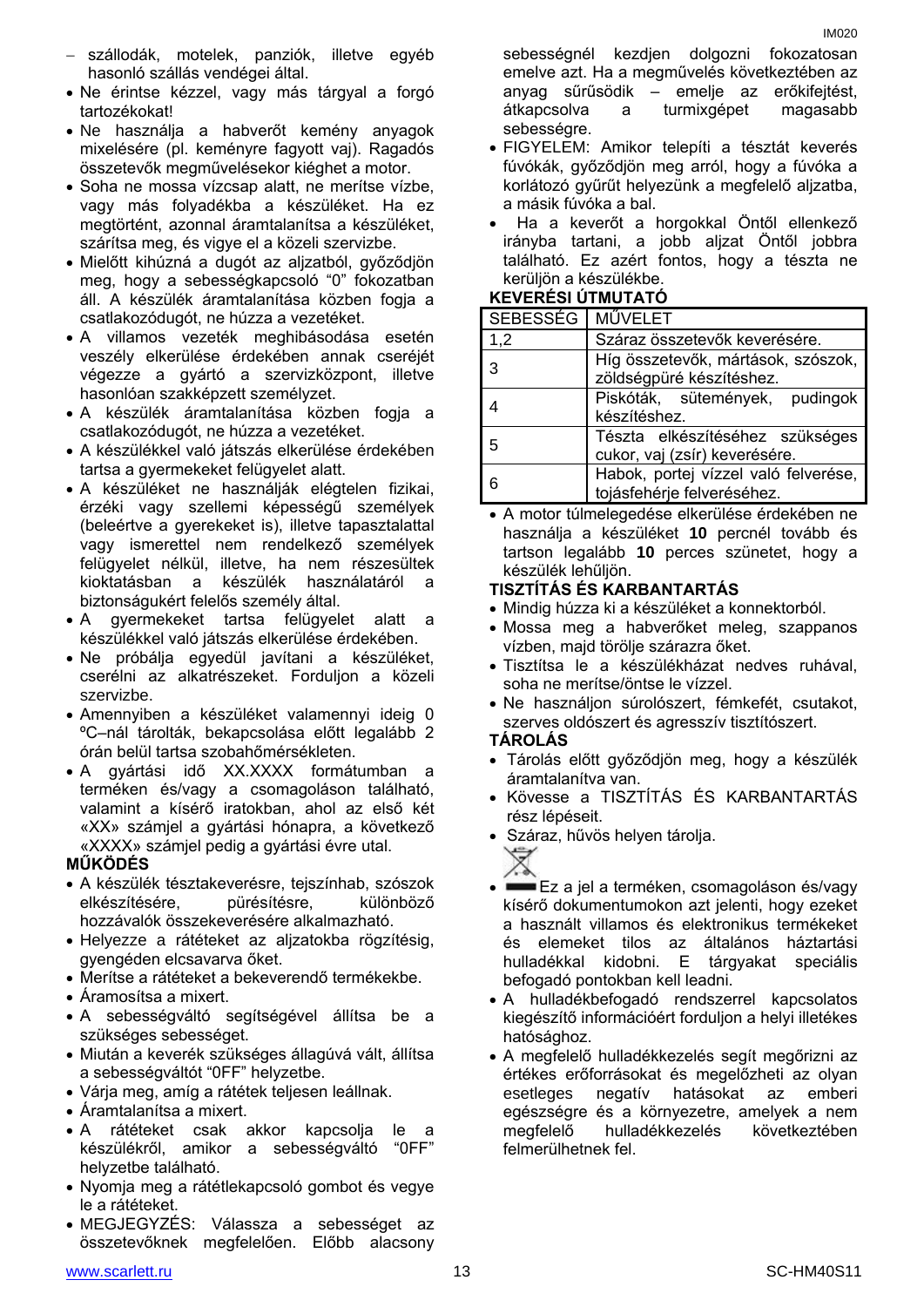- szállodák, motelek, panziók, illetve egyéb hasonló szállás vendégei által.
- Ne érintse kézzel, vagy más tárggyal a forgó tartozékokat!
- Ne használja a habverőt kemény anyagok mixelésére (pl. keményre fagyott vaj). Ragadós összetevők megművelésekor kiéghet a motor.
- Soha ne mossa vízcsap alatt, ne merítse vízbe, vagy más folyadékba a készüléket. Ha ez megtörtént, azonnal áramtalanítsa a készüléket, szárítsa meg, és vigye el a közeli szervizbe.
- Mielőtt kihúzná a dugót az aljzatból, győződjön meg, hogy a sebességkapcsoló "0" fokozatban áll. A készülék áramtalanítása közben fogja a csatlakozódugót, ne húzza a vezetéket.
- A villamos vezeték meghibásodása esetén veszély elkerülése érdekében annak cseréjét végezze a gyártó a szervizközpont, illetve hasonlóan szakképzett személyzet.
- A készülék áramtalanítása közben fogja a csatlakozódugót, ne húzza a vezetéket.
- A készülékkel való játszás elkerülése érdekében tartsa a gyermekeket felügyelet alatt.
- A készüléket ne használják elégtelen fizikai, érzéki vagy szellemi képességű személyek (beleértve a gyerekeket is), illetve tapasztalattal vagy ismerettel nem rendelkező személyek felügyelet nélkül, illetve, ha nem részesültek kioktatásban a készülék használatáról a biztonságukért felelős személy által.
- A gyermekeket tartsa felügyelet alatt a készülékkel való játszás elkerülése érdekében.
- Ne próbálja egyedül javítani a készüléket, cserélni az alkatrészeket. Forduljon a közeli szervizbe.
- Amennyiben a készüléket valamennyi ideig 0 ºC–nál tárolták, bekapcsolása előtt legalább 2 órán belül tartsa szobahőmérsékleten.
- A gyártási idő XX.XXXX formátumban a terméken és/vagy a csomagoláson található, valamint a kísérő iratokban, ahol az első két «XX» számjel a gyártási hónapra, a következő «XXXX» számjel pedig a gyártási évre utal.

**MŰKÖDÉS**

- A készülék tésztakeverésre, tejszínhab, szószok elkészítésére, pürésítésre, különböző hozzávalók összekeverésére alkalmazható.
- Helyezze a rátéteket az aljzatokba rögzítésig, gyengéden elcsavarva őket.
- Merítse a rátéteket a bekeverendő termékekbe.
- Áramosítsa a mixert.
- A sebességváltó segítségével állítsa be a szükséges sebességet.
- Miután a keverék szükséges állagúvá vált, állítsa a sebességváltót "0FF" helyzetbe.
- Várja meg, amíg a rátétek teljesen leállnak.
- Áramtalanítsa a mixert.
- A rátéteket csak akkor kapcsolja le a készülékről, amikor a sebességváltó "0FF" helyzetbe található.
- Nyomja meg a rátétlekapcsoló gombot és vegye le a rátéteket.
- MEGJEGYZÉS: Válassza a sebességet az összetevőknek megfelelően. Előbb alacsony sebességnél kezdjen dolgozni fokozatosan emelve azt. Ha a megművelés következtében az anyag sűrűsödik – emelje az erőkifejtést, átkapcsolva a turmixgépet magasabb sebességre.
- FIGYELEM: Amikor telepíti a tésztát keverés fúvókák, győződjön meg arról, hogy a fúvóka a korlátozó gyűrűt helyezünk a megfelelő aljzatba, a másik fúvóka a bal.
- Ha a keverőt a horgokkal Öntől ellenkező irányba tartani, a jobb aljzat Öntől jobbra található. Ez azért fontos, hogy a tészta ne kerüljön a készülékbe.

**KEVERÉSI ÚTMUTATÓ**

| SEBESSÉG | MŰVELET |
|---|---|
| 1,2 | Száraz összetevők keverésére. |
| 3 | Híg összetevők, mártások, szószok, zöldségpüré készítéshez. |
| 4 | Piskóták, sütemények, pudingok készítéshez. |
| 5 | Tészta elkészítéséhez szükséges cukor, vaj (zsír) keverésére. |
| 6 | Habok, portej vízzel való felverése, tojásfehérje felveréséhez. |

- A motor túlmelegedése elkerülése érdekében ne használja a készüléket **10** percnél tovább és tartson legalább **10** perces szünetet, hogy a készülék lehűljön.

**TISZTÍTÁS ÉS KARBANTARTÁS**

- Mindig húzza ki a készüléket a konnektorból.
- Mossa meg a habverőket meleg, szappanos vízben, majd törölje szárazra őket.
- Tisztítsa le a készülékházat nedves ruhával, soha ne merítse/öntse le vízzel.
- Ne használjon súrolószert, fémkefét, csutakot, szerves oldószert és agresszív tisztítószert.

**TÁROLÁS**

- Tárolás előtt győződjön meg, hogy a készülék áramtalanítva van.
- Kövesse a TISZTÍTÁS ÉS KARBANTARTÁS rész lépéseit.
- Száraz, hűvös helyen tárolja.

- Ez a jel a terméken, csomagoláson és/vagy kísérő dokumentumokon azt jelenti, hogy ezeket a használt villamos és elektronikus termékeket és elemeket tilos az általános háztartási hulladékkal kidobni. E tárgyakat speciális befogadó pontokban kell leadni.
- A hulladékbefogadó rendszerrel kapcsolatos kiegészítő információért forduljon a helyi illetékes hatósághoz.
- A megfelelő hulladékkezelés segít megőrizni az értékes erőforrásokat és megelőzheti az olyan esetleges negatív hatásokat az emberi egészségre és a környezetre, amelyek a nem megfelelő hulladékkezelés következtében felmerülhetnek fel.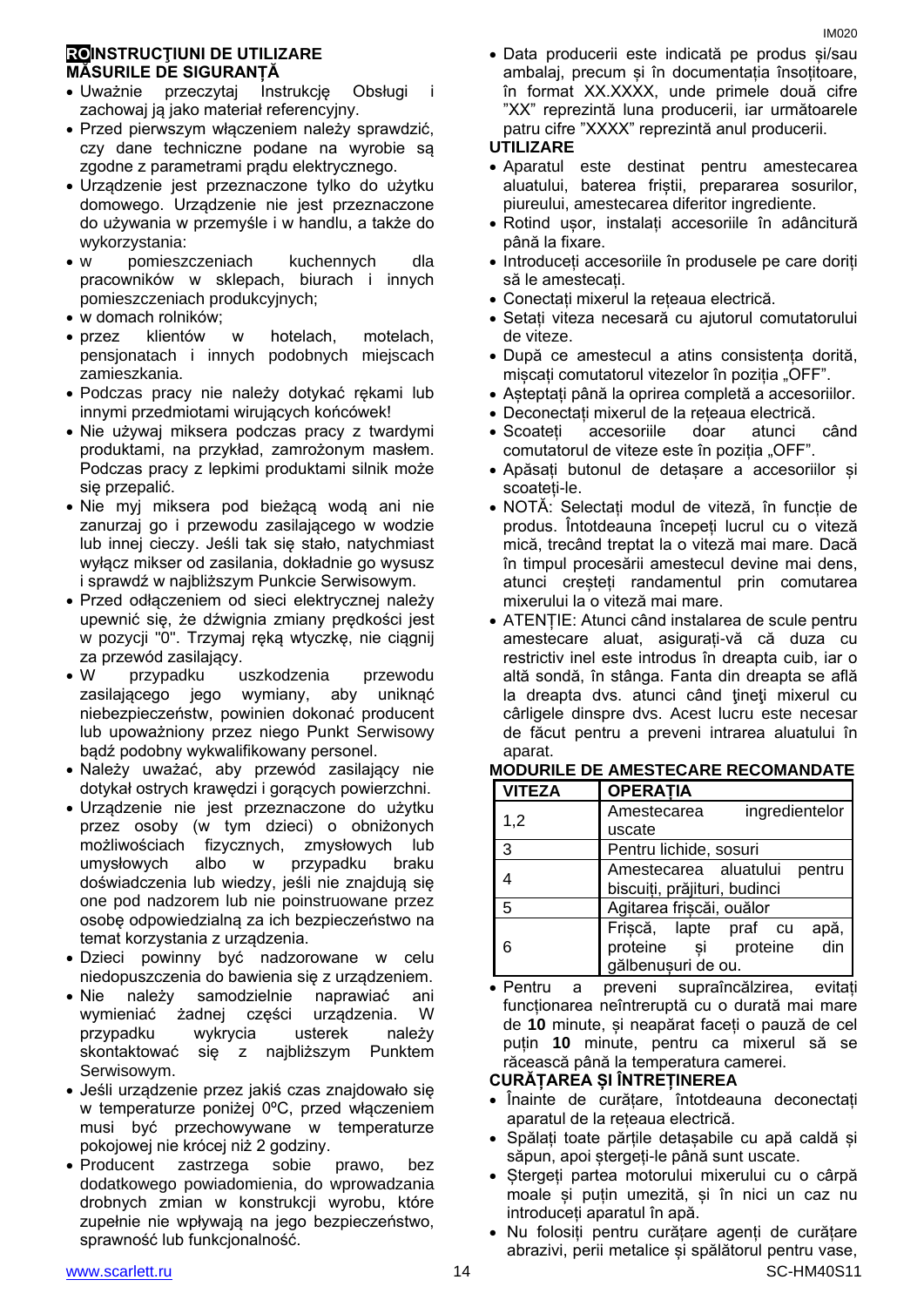**RO** **INSTRUCŢIUNI DE UTILIZARE**

**MĂSURILE DE SIGURANȚĂ**

- Uważnie przeczytaj Instrukcję Obsługi i zachowaj ją jako materiał referencyjny.
- Przed pierwszym włączeniem należy sprawdzić, czy dane techniczne podane na wyrobie są zgodne z parametrami prądu elektrycznego.
- Urządzenie jest przeznaczone tylko do użytku domowego. Urządzenie nie jest przeznaczone do używania w przemyśle i w handlu, a także do wykorzystania:
- w pomieszczeniach kuchennych dla pracowników w sklepach, biurach i innych pomieszczeniach produkcyjnych;
- w domach rolników;
- przez klientów w hotelach, motelach, pensjonatach i innych podobnych miejscach zamieszkania.
- Podczas pracy nie należy dotykać rękami lub innymi przedmiotami wirujących końcówek!
- Nie używaj miksera podczas pracy z twardymi produktami, na przykład, zamrożonym masłem. Podczas pracy z lepkimi produktami silnik może się przepalić.
- Nie myj miksera pod bieżącą wodą ani nie zanurzaj go i przewodu zasilającego w wodzie lub innej cieczy. Jeśli tak się stało, natychmiast wyłącz mikser od zasilania, dokładnie go wysusz i sprawdź w najbliższym Punkcie Serwisowym.
- Przed odłączeniem od sieci elektrycznej należy upewnić się, że dźwignia zmiany prędkości jest w pozycji "0". Trzymaj ręką wtyczkę, nie ciągnij za przewód zasilający.
- W przypadku uszkodzenia przewodu zasilającego jego wymiany, aby uniknąć niebezpieczeństw, powinien dokonać producent lub upoważniony przez niego Punkt Serwisowy bądź podobny wykwalifikowany personel.
- Należy uważać, aby przewód zasilający nie dotykał ostrych krawędzi i gorących powierzchni.
- Urządzenie nie jest przeznaczone do użytku przez osoby (w tym dzieci) o obniżonych możliwościach fizycznych, zmysłowych lub umysłowych albo w przypadku braku doświadczenia lub wiedzy, jeśli nie znajdują się one pod nadzorem lub nie poinstruowane przez osobę odpowiedzialną za ich bezpieczeństwo na temat korzystania z urządzenia.
- Dzieci powinny być nadzorowane w celu niedopuszczenia do bawienia się z urządzeniem.
- Nie należy samodzielnie naprawiać ani wymieniać żadnej części urządzenia. W przypadku wykrycia usterek należy skontaktować się z najbliższym Punktem Serwisowym.
- Jeśli urządzenie przez jakiś czas znajdowało się w temperaturze poniżej 0ºC, przed włączeniem musi być przechowywane w temperaturze pokojowej nie krócej niż 2 godziny.
- Producent zastrzega sobie prawo, bez dodatkowego powiadomienia, do wprowadzania drobnych zmian w konstrukcji wyrobu, które zupełnie nie wpływają na jego bezpieczeństwo, sprawność lub funkcjonalność.
- Data producerii este indicată pe produs și/sau ambalaj, precum și în documentația însoțitoare, în format XX.XXXX, unde primele două cifre "XX" reprezintă luna producerii, iar următoarele patru cifre "XXXX" reprezintă anul producerii.

**UTILIZARE**

- Aparatul este destinat pentru amestecarea aluatului, baterea friștii, prepararea sosurilor, piureului, amestecarea diferitor ingrediente.
- Rotind ușor, instalați accesoriile în adâncitură până la fixare.
- Introduceți accesoriile în produsele pe care doriți să le amestecați.
- Conectați mixerul la rețeaua electrică.
- Setați viteza necesară cu ajutorul comutatorului de viteze.
- După ce amestecul a atins consistența dorită, mișcați comutatorul vitezelor în poziția „OFF".
- Așteptați până la oprirea completă a accesoriilor.
- Deconectați mixerul de la rețeaua electrică.
- Scoateți accesoriile doar atunci când comutatorul de viteze este în poziția „OFF".
- Apăsați butonul de detașare a accesoriilor și scoateți-le.
- NOTĂ: Selectați modul de viteză, în funcție de produs. Întotdeauna începeți lucrul cu o viteză mică, trecând treptat la o viteză mai mare. Dacă în timpul procesării amestecul devine mai dens, atunci creșteți randamentul prin comutarea mixerului la o viteză mai mare.
- ATENȚIE: Atunci când instalarea de scule pentru amestecare aluat, asigurați-vă că duza cu restrictiv inel este introdus în dreapta cuib, iar o altă sondă, în stânga. Fanta din dreapta se află la dreapta dvs. atunci când ţineţi mixerul cu cârligele dinspre dvs. Acest lucru este necesar de făcut pentru a preveni intrarea aluatului în aparat.

**MODURILE DE AMESTECARE RECOMANDATE**

| VITEZA | OPERAȚIA |
|---|---|
| 1,2 | Amestecarea ingredientelor uscate |
| 3 | Pentru lichide, sosuri |
| 4 | Amestecarea aluatului pentru biscuiți, prăjituri, budinci |
| 5 | Agitarea friscăi, ouălor |
| 6 | Friscă, lapte praf cu apă, proteine și proteine din gălbenușuri de ou. |

- Pentru a preveni supraîncălzirea, evitați funcționarea neîntreruptă cu o durată mai mare de **10** minute, și neapărat faceți o pauză de cel puțin **10** minute, pentru ca mixerul să se răcească până la temperatura camerei.

**CURĂȚAREA ȘI ÎNTREȚINEREA**

- Înainte de curățare, întotdeauna deconectați aparatul de la rețeaua electrică.
- Spălați toate părțile detașabile cu apă caldă și săpun, apoi ștergeți-le până sunt uscate.
- Ștergeți partea motorului mixerului cu o cârpă moale și puțin umezită, și în nici un caz nu introduceți aparatul în apă.
- Nu folosiți pentru curățare agenți de curățare abrazivi, perii metalice și spălătorul pentru vase,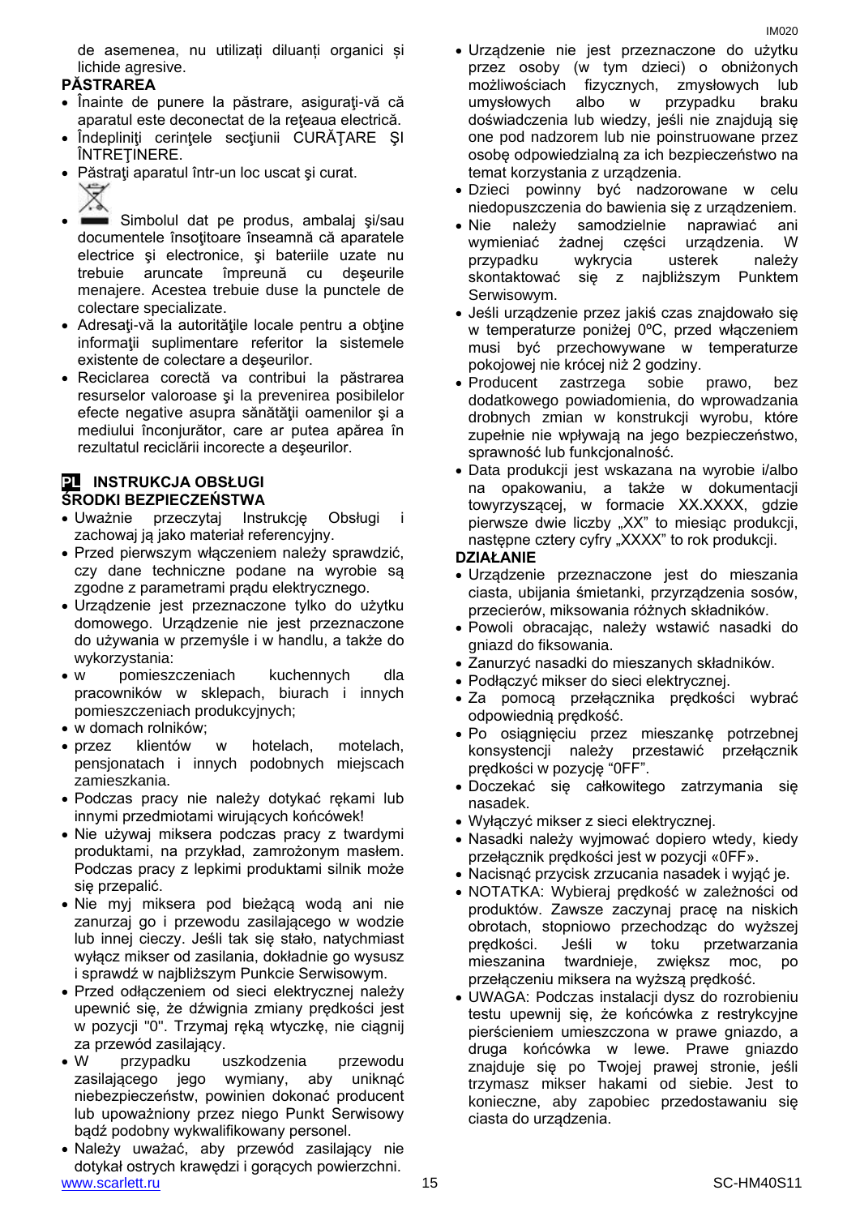de asemenea, nu utilizaţi diluanţi organici şi lichide agresive.

**PĂSTRAREA**

- Înainte de punere la păstrare, asiguraţi-vă că aparatul este deconectat de la reţeaua electrică.
- Îndepliniţi cerinţele secţiunii CURĂŢARE ŞI ÎNTREŢINERE.
- Păstraţi aparatul într-un loc uscat şi curat.
- Simbolul dat pe produs, ambalaj şi/sau documentele însoţitoare înseamnă că aparatele electrice şi electronice, şi bateriile uzate nu trebuie aruncate împreună cu deşeurile menajere. Acestea trebuie duse la punctele de colectare specializate.
- Adresaţi-vă la autorităţile locale pentru a obţine informaţii suplimentare referitor la sistemele existente de colectare a deşeurilor.
- Reciclarea corectă va contribui la păstrarea resurselor valoroase şi la prevenirea posibilelor efecte negative asupra sănătăţii oamenilor şi a mediului înconjurător, care ar putea apărea în rezultatul reciclării incorecte a deşeurilor.

## PL INSTRUKCJA OBSŁUGI

**ŚRODKI BEZPIECZEŃSTWA**

- Uważnie przeczytaj Instrukcję Obsługi i zachowaj ją jako materiał referencyjny.
- Przed pierwszym włączeniem należy sprawdzić, czy dane techniczne podane na wyrobie są zgodne z parametrami prądu elektrycznego.
- Urządzenie jest przeznaczone tylko do użytku domowego. Urządzenie nie jest przeznaczone do używania w przemyśle i w handlu, a także do wykorzystania:
- w pomieszczeniach kuchennych dla pracowników w sklepach, biurach i innych pomieszczeniach produkcyjnych;
- w domach rolników;
- przez klientów w hotelach, motelach, pensjonatach i innych podobnych miejscach zamieszkania.
- Podczas pracy nie należy dotykać rękami lub innymi przedmiotami wirujących końcówek!
- Nie używaj miksera podczas pracy z twardymi produktami, na przykład, zamrożonym masłem. Podczas pracy z lepkimi produktami silnik może się przepalić.
- Nie myj miksera pod bieżącą wodą ani nie zanurzaj go i przewodu zasilającego w wodzie lub innej cieczy. Jeśli tak się stało, natychmiast wyłącz mikser od zasilania, dokładnie go wysusz i sprawdź w najbliższym Punkcie Serwisowym.
- Przed odłączeniem od sieci elektrycznej należy upewnić się, że dźwignia zmiany prędkości jest w pozycji "0". Trzymaj ręką wtyczkę, nie ciągnij za przewód zasilający.
- W przypadku uszkodzenia przewodu zasilającego jego wymiany, aby uniknąć niebezpieczeństw, powinien dokonać producent lub upoważniony przez niego Punkt Serwisowy bądź podobny wykwalifikowany personel.
- Należy uważać, aby przewód zasilający nie dotykał ostrych krawędzi i gorących powierzchni.
- Urządzenie nie jest przeznaczone do użytku przez osoby (w tym dzieci) o obniżonych możliwościach fizycznych, zmysłowych lub umysłowych albo w przypadku braku doświadczenia lub wiedzy, jeśli nie znajdują się one pod nadzorem lub nie poinstruowane przez osobę odpowiedzialną za ich bezpieczeństwo na temat korzystania z urządzenia.
- Dzieci powinny być nadzorowane w celu niedopuszczenia do bawienia się z urządzeniem.
- Nie należy samodzielnie naprawiać ani wymieniać żadnej części urządzenia. W przypadku wykrycia usterek należy skontaktować się z najbliższym Punktem Serwisowym.
- Jeśli urządzenie przez jakiś czas znajdowało się w temperaturze poniżej 0ºC, przed włączeniem musi być przechowywane w temperaturze pokojowej nie krócej niż 2 godziny.
- Producent zastrzega sobie prawo, bez dodatkowego powiadomienia, do wprowadzania drobnych zmian w konstrukcji wyrobu, które zupełnie nie wpływają na jego bezpieczeństwo, sprawność lub funkcjonalność.
- Data produkcji jest wskazana na wyrobie i/albo na opakowaniu, a także w dokumentacji towyrzyszącej, w formacie XX.XXXX, gdzie pierwsze dwie liczby „XX" to miesiąc produkcji, następne cztery cyfry „XXXX" to rok produkcji.

**DZIAŁANIE**

- Urządzenie przeznaczone jest do mieszania ciasta, ubijania śmietanki, przyrządzenia sosów, przecierów, miksowania różnych składników.
- Powoli obracając, należy wstawić nasadki do gniazd do fiksowania.
- Zanurzyć nasadki do mieszanych składników.
- Podłączyć mikser do sieci elektrycznej.
- Za pomocą przełącznika prędkości wybrać odpowiednią prędkość.
- Po osiągnięciu przez mieszankę potrzebnej konsystencji należy przestawić przełącznik prędkości w pozycję "0FF".
- Doczekać się całkowitego zatrzymania się nasadek.
- Wyłączyć mikser z sieci elektrycznej.
- Nasadki należy wyjmować dopiero wtedy, kiedy przełącznik prędkości jest w pozycji «0FF».
- Nacisnąć przycisk zrzucania nasadek i wyjąć je.
- NOTATKA: Wybieraj prędkość w zależności od produktów. Zawsze zaczynaj pracę na niskich obrotach, stopniowo przechodząc do wyższej prędkości. Jeśli w toku przetwarzania mieszanina twardnieje, zwiększ moc, po przełączeniu miksera na wyższą prędkość.
- UWAGA: Podczas instalacji dysz do rozrobienia testu upewnij się, że końcówka z restrykcyjne pierścieniem umieszczona w prawe gniazdo, a druga końcówka w lewe. Prawe gniazdo znajduje się po Twojej prawej stronie, jeśli trzymasz mikser hakami od siebie. Jest to konieczne, aby zapobiec przedostawaniu się ciasta do urządzenia.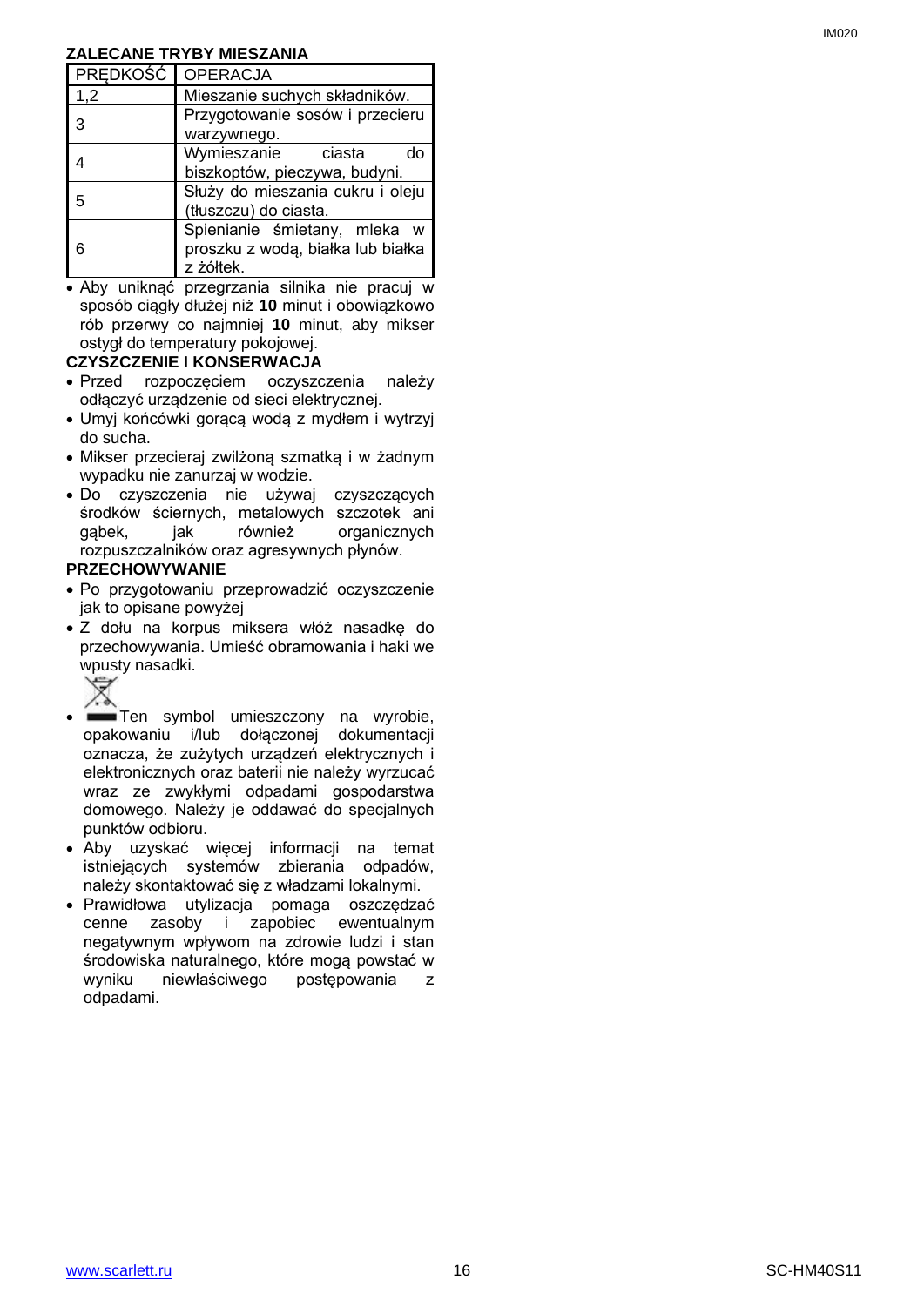**ZALECANE TRYBY MIESZANIA**

| PRĘDKOŚĆ | OPERACJA |
|---|---|
| 1,2 | Mieszanie suchych składników. |
| 3 | Przygotowanie sosów i przecieru warzywnego. |
| 4 | Wymieszanie ciasta do biszkoptów, pieczywa, budyni. |
| 5 | Służy do mieszania cukru i oleju (tłuszczu) do ciasta. |
| 6 | Spienianie śmietany, mleka w proszku z wodą, białka lub białka z żółtek. |

- Aby uniknąć przegrzania silnika nie pracuj w sposób ciągły dłużej niż **10** minut i obowiązkowo rób przerwy co najmniej **10** minut, aby mikser ostygł do temperatury pokojowej.

**CZYSZCZENIE I KONSERWACJA**

- Przed rozpoczęciem oczyszczenia należy odłączyć urządzenie od sieci elektrycznej.
- Umyj końcówki gorącą wodą z mydłem i wytrzyj do sucha.
- Mikser przecieraj zwilżoną szmatką i w żadnym wypadku nie zanurzaj w wodzie.
- Do czyszczenia nie używaj czyszczących środków ściernych, metalowych szczotek ani gąbek, jak również organicznych rozpuszczalników oraz agresywnych płynów.

**PRZECHOWYWANIE**

- Po przygotowaniu przeprowadzić oczyszczenie jak to opisane powyżej
- Z dołu na korpus miksera włóż nasadkę do przechowywania. Umieść obramowania i haki we wpusty nasadki.
- Ten symbol umieszczony na wyrobie, opakowaniu i/lub dołączonej dokumentacji oznacza, że zużytych urządzeń elektrycznych i elektronicznych oraz baterii nie należy wyrzucać wraz ze zwykłymi odpadami gospodarstwa domowego. Należy je oddawać do specjalnych punktów odbioru.
- Aby uzyskać więcej informacji na temat istniejących systemów zbierania odpadów, należy skontaktować się z władzami lokalnymi.
- Prawidłowa utylizacja pomaga oszczędzać cenne zasoby i zapobiec ewentualnym negatywnym wpływom na zdrowie ludzi i stan środowiska naturalnego, które mogą powstać w wyniku niewłaściwego postępowania z odpadami.